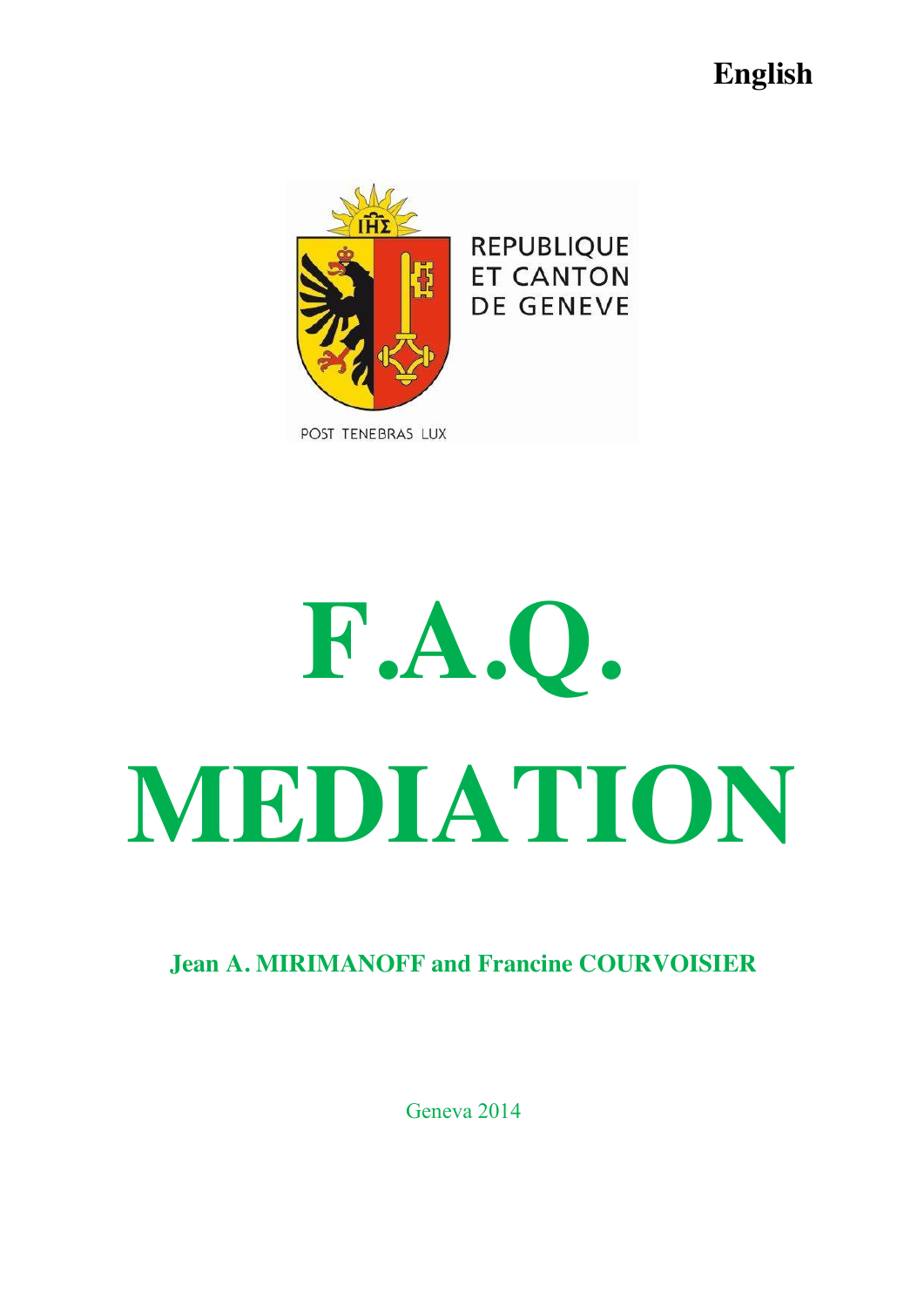**English**

REPUBLIQUE ET CANTON DE GENEVE

POST TENEBRAS LUX

# F.A.Q.

# MEDIATION

**Jean A. MIRIMANOFF and Francine COURVOISIER**

Geneva 2014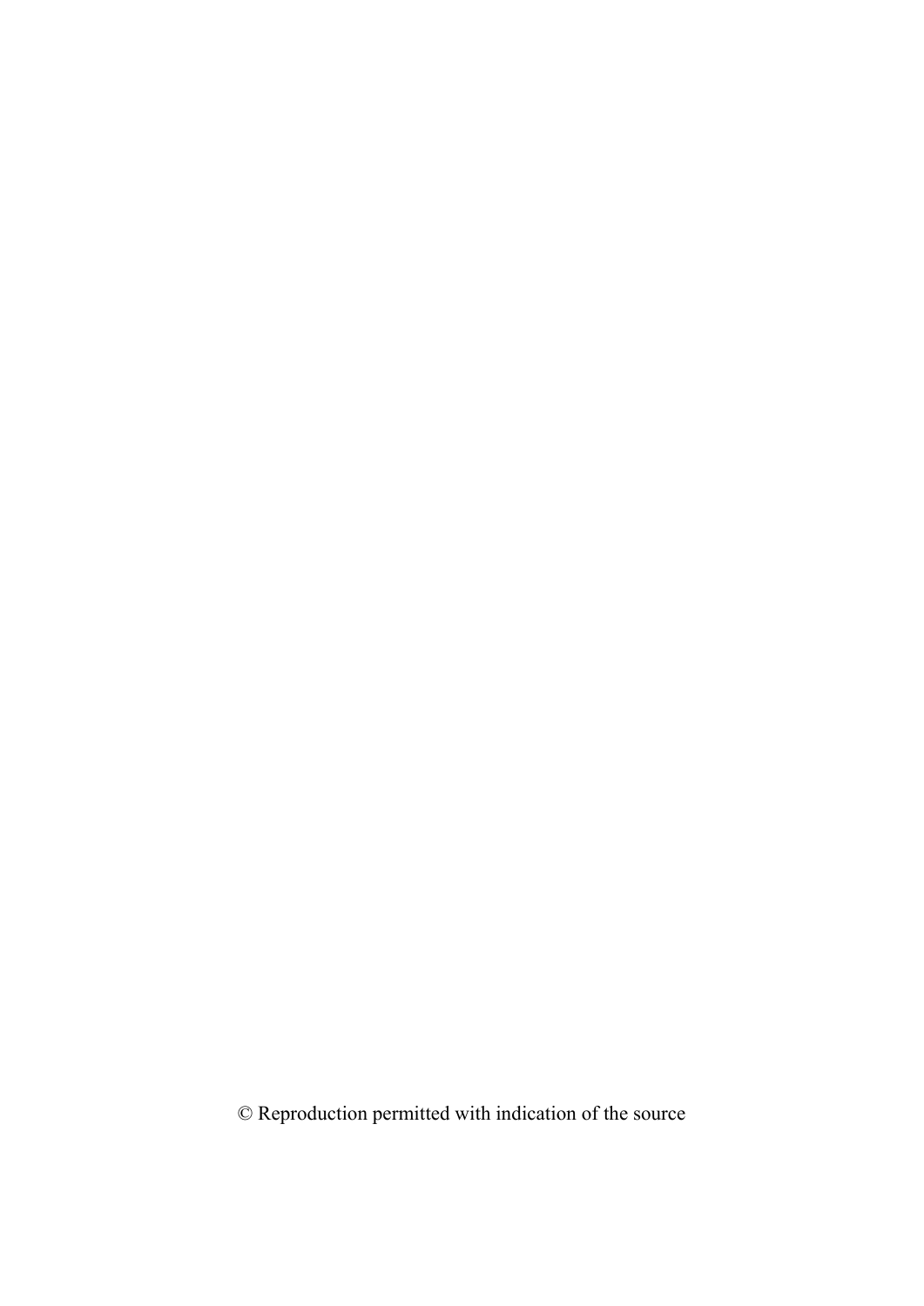© Reproduction permitted with indication of the source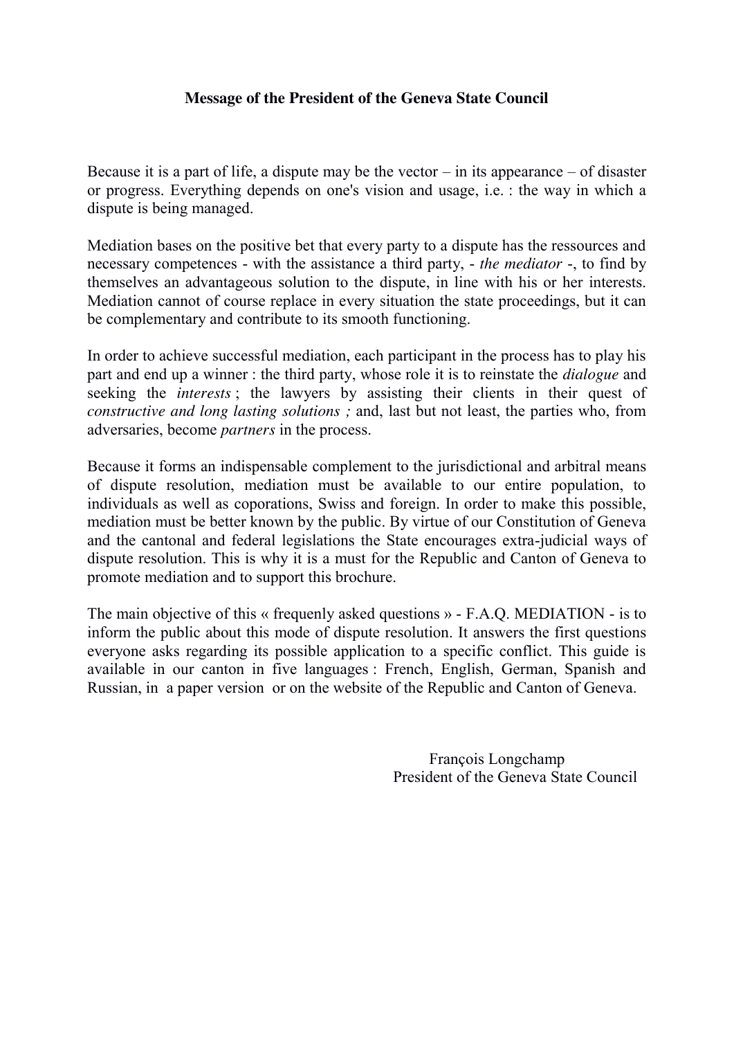**Message of the President of the Geneva State Council**

Because it is a part of life, a dispute may be the vector – in its appearance – of disaster or progress. Everything depends on one's vision and usage, i.e. : the way in which a dispute is being managed.

Mediation bases on the positive bet that every party to a dispute has the ressources and necessary competences - with the assistance a third party, - *the mediator* -, to find by themselves an advantageous solution to the dispute, in line with his or her interests. Mediation cannot of course replace in every situation the state proceedings, but it can be complementary and contribute to its smooth functioning.

In order to achieve successful mediation, each participant in the process has to play his part and end up a winner : the third party, whose role it is to reinstate the *dialogue* and seeking the *interests* ; the lawyers by assisting their clients in their quest of *constructive and long lasting solutions ;* and, last but not least, the parties who, from adversaries, become *partners* in the process.

Because it forms an indispensable complement to the jurisdictional and arbitral means of dispute resolution, mediation must be available to our entire population, to individuals as well as coporations, Swiss and foreign. In order to make this possible, mediation must be better known by the public. By virtue of our Constitution of Geneva and the cantonal and federal legislations the State encourages extra-judicial ways of dispute resolution. This is why it is a must for the Republic and Canton of Geneva to promote mediation and to support this brochure.

The main objective of this « frequenly asked questions » - F.A.Q. MEDIATION - is to inform the public about this mode of dispute resolution. It answers the first questions everyone asks regarding its possible application to a specific conflict. This guide is available in our canton in five languages : French, English, German, Spanish and Russian, in a paper version or on the website of the Republic and Canton of Geneva.

François Longchamp
President of the Geneva State Council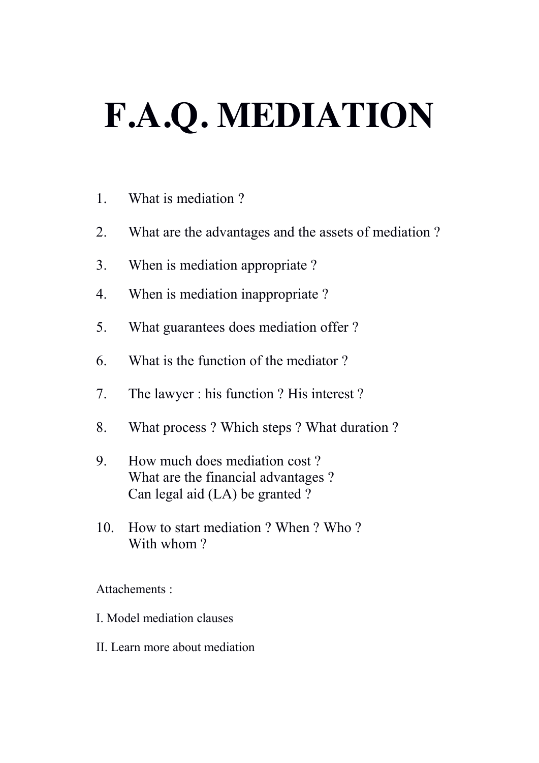# F.A.Q. MEDIATION

1. What is mediation ?
2. What are the advantages and the assets of mediation ?
3. When is mediation appropriate ?
4. When is mediation inappropriate ?
5. What guarantees does mediation offer ?
6. What is the function of the mediator ?
7. The lawyer : his function ? His interest ?
8. What process ? Which steps ? What duration ?
9. How much does mediation cost ?  
   What are the financial advantages ?  
   Can legal aid (LA) be granted ?
10. How to start mediation ? When ? Who ?  
    With whom ?

Attachements :

I. Model mediation clauses

II. Learn more about mediation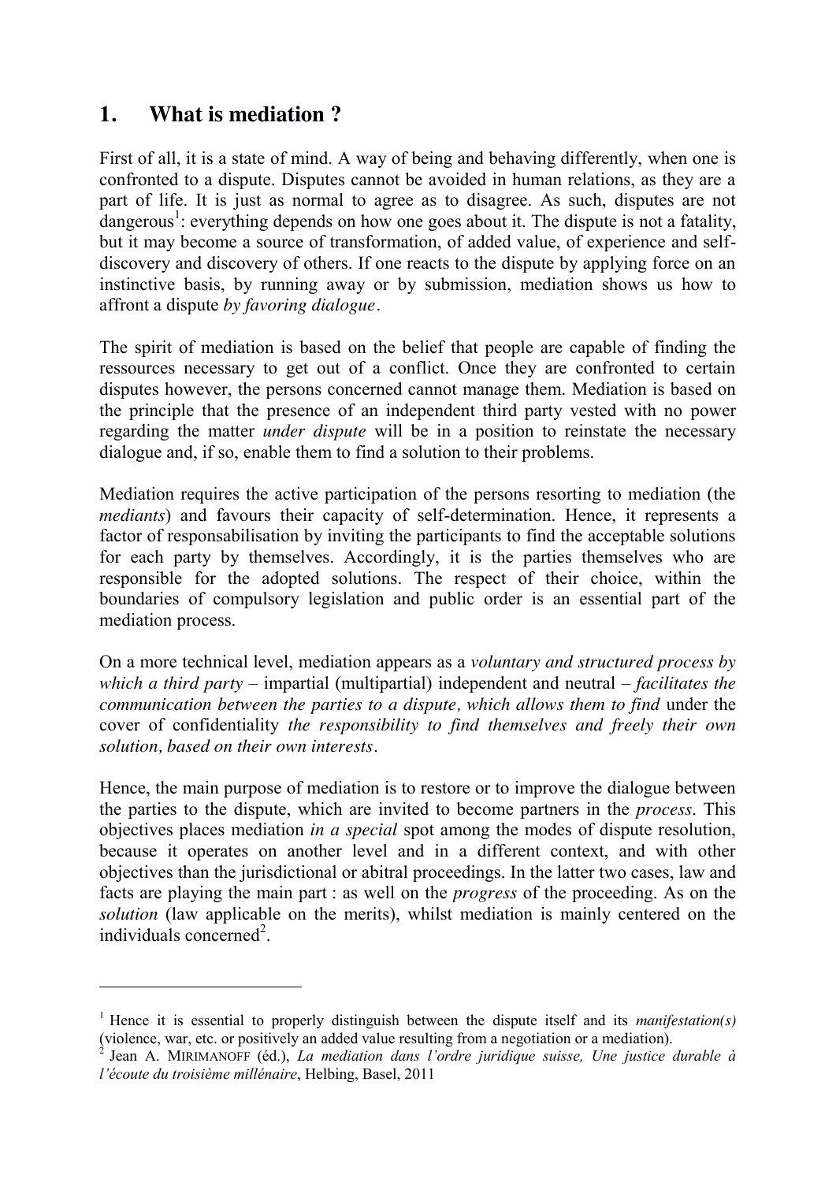## 1. What is mediation ?

First of all, it is a state of mind. A way of being and behaving differently, when one is confronted to a dispute. Disputes cannot be avoided in human relations, as they are a part of life. It is just as normal to agree as to disagree. As such, disputes are not dangerous[1]: everything depends on how one goes about it. The dispute is not a fatality, but it may become a source of transformation, of added value, of experience and self-discovery and discovery of others. If one reacts to the dispute by applying force on an instinctive basis, by running away or by submission, mediation shows us how to affront a dispute *by favoring dialogue*.

The spirit of mediation is based on the belief that people are capable of finding the ressources necessary to get out of a conflict. Once they are confronted to certain disputes however, the persons concerned cannot manage them. Mediation is based on the principle that the presence of an independent third party vested with no power regarding the matter *under dispute* will be in a position to reinstate the necessary dialogue and, if so, enable them to find a solution to their problems.

Mediation requires the active participation of the persons resorting to mediation (the *mediants*) and favours their capacity of self-determination. Hence, it represents a factor of responsabilisation by inviting the participants to find the acceptable solutions for each party by themselves. Accordingly, it is the parties themselves who are responsible for the adopted solutions. The respect of their choice, within the boundaries of compulsory legislation and public order is an essential part of the mediation process.

On a more technical level, mediation appears as a *voluntary and structured process by which a third party* – impartial (multipartial) independent and neutral – *facilitates the communication between the parties to a dispute, which allows them to find* under the cover of confidentiality *the responsibility to find themselves and freely their own solution, based on their own interests*.

Hence, the main purpose of mediation is to restore or to improve the dialogue between the parties to the dispute, which are invited to become partners in the *process*. This objectives places mediation *in a special* spot among the modes of dispute resolution, because it operates on another level and in a different context, and with other objectives than the jurisdictional or abitral proceedings. In the latter two cases, law and facts are playing the main part : as well on the *progress* of the proceeding. As on the *solution* (law applicable on the merits), whilst mediation is mainly centered on the individuals concerned[2].

---

[1] Hence it is essential to properly distinguish between the dispute itself and its *manifestation(s)* (violence, war, etc. or positively an added value resulting from a negotiation or a mediation).

[2] Jean A. MIRIMANOFF (éd.), *La mediation dans l'ordre juridique suisse, Une justice durable à l'écoute du troisième millénaire*, Helbing, Basel, 2011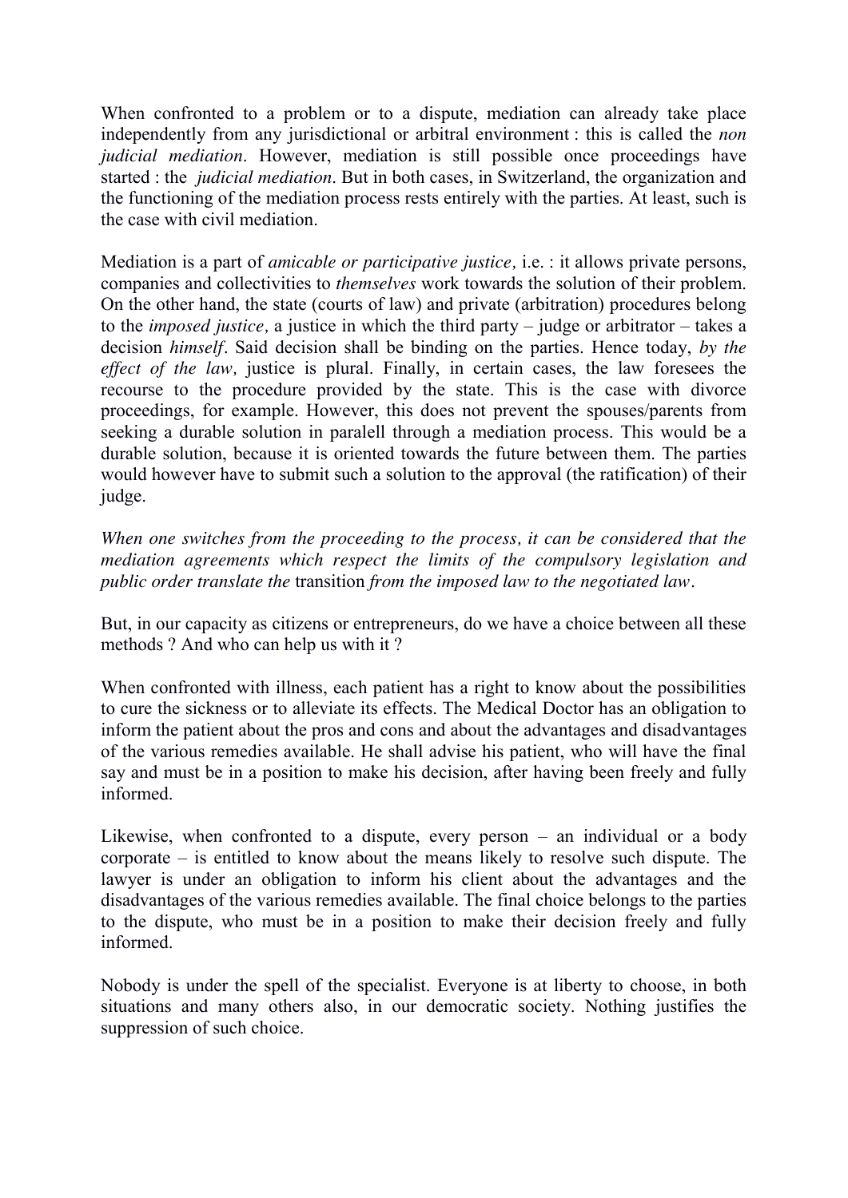When confronted to a problem or to a dispute, mediation can already take place independently from any jurisdictional or arbitral environment : this is called the *non judicial mediation*. However, mediation is still possible once proceedings have started : the *judicial mediation*. But in both cases, in Switzerland, the organization and the functioning of the mediation process rests entirely with the parties. At least, such is the case with civil mediation.

Mediation is a part of *amicable or participative justice,* i.e. : it allows private persons, companies and collectivities to *themselves* work towards the solution of their problem. On the other hand, the state (courts of law) and private (arbitration) procedures belong to the *imposed justice,* a justice in which the third party – judge or arbitrator – takes a decision *himself*. Said decision shall be binding on the parties. Hence today, *by the effect of the law,* justice is plural. Finally, in certain cases, the law foresees the recourse to the procedure provided by the state. This is the case with divorce proceedings, for example. However, this does not prevent the spouses/parents from seeking a durable solution in paralell through a mediation process. This would be a durable solution, because it is oriented towards the future between them. The parties would however have to submit such a solution to the approval (the ratification) of their judge.

*When one switches from the proceeding to the process, it can be considered that the mediation agreements which respect the limits of the compulsory legislation and public order translate the* transition *from the imposed law to the negotiated law*.

But, in our capacity as citizens or entrepreneurs, do we have a choice between all these methods ? And who can help us with it ?

When confronted with illness, each patient has a right to know about the possibilities to cure the sickness or to alleviate its effects. The Medical Doctor has an obligation to inform the patient about the pros and cons and about the advantages and disadvantages of the various remedies available. He shall advise his patient, who will have the final say and must be in a position to make his decision, after having been freely and fully informed.

Likewise, when confronted to a dispute, every person – an individual or a body corporate – is entitled to know about the means likely to resolve such dispute. The lawyer is under an obligation to inform his client about the advantages and the disadvantages of the various remedies available. The final choice belongs to the parties to the dispute, who must be in a position to make their decision freely and fully informed.

Nobody is under the spell of the specialist. Everyone is at liberty to choose, in both situations and many others also, in our democratic society. Nothing justifies the suppression of such choice.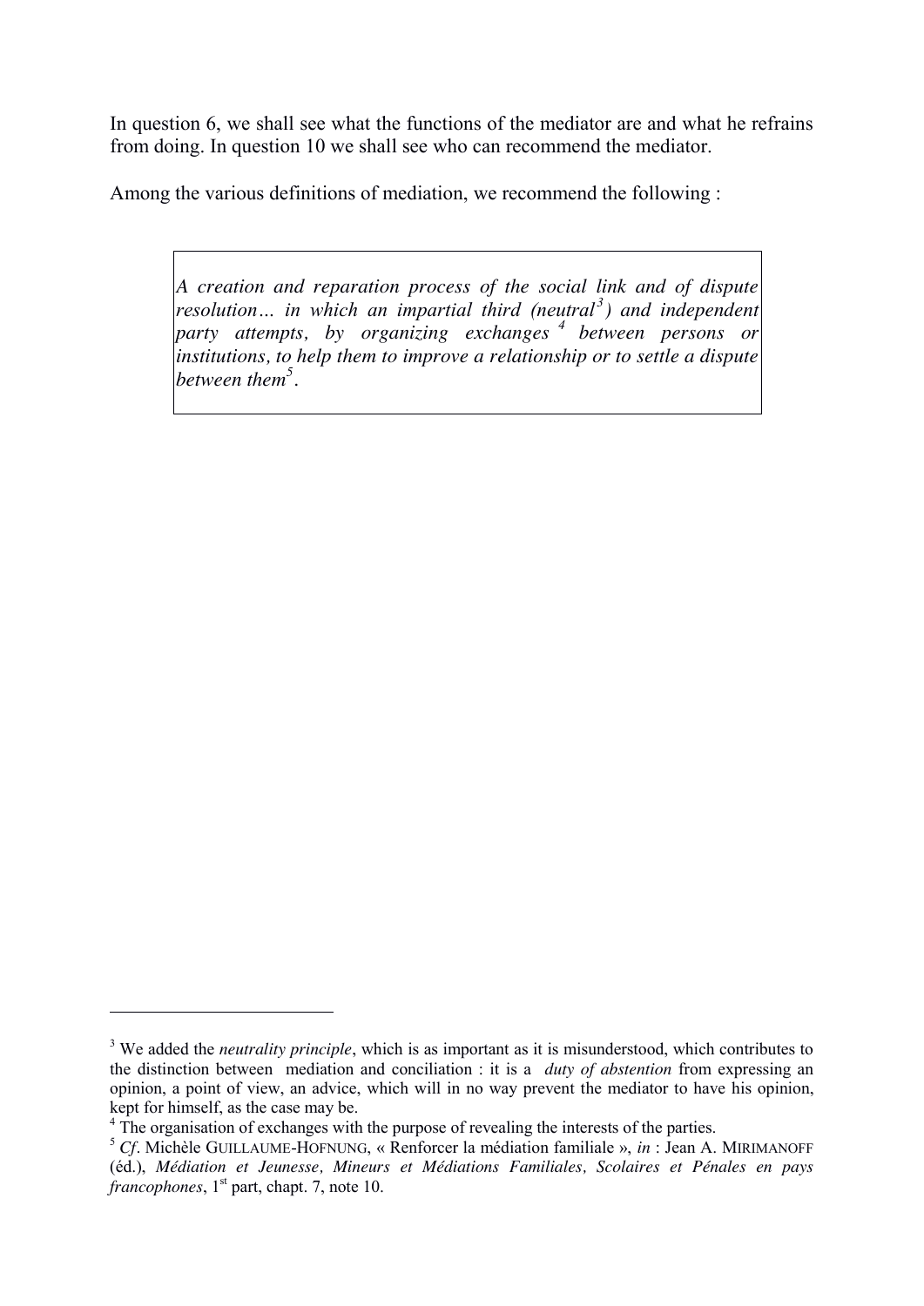In question 6, we shall see what the functions of the mediator are and what he refrains from doing. In question 10 we shall see who can recommend the mediator.

Among the various definitions of mediation, we recommend the following :

> *A creation and reparation process of the social link and of dispute resolution… in which an impartial third (neutral[3]) and independent party attempts, by organizing exchanges [4] between persons or institutions, to help them to improve a relationship or to settle a dispute between them[5].*

---

[3] We added the *neutrality principle*, which is as important as it is misunderstood, which contributes to the distinction between mediation and conciliation : it is a *duty of abstention* from expressing an opinion, a point of view, an advice, which will in no way prevent the mediator to have his opinion, kept for himself, as the case may be.

[4] The organisation of exchanges with the purpose of revealing the interests of the parties.

[5] *Cf*. Michèle GUILLAUME-HOFNUNG, « Renforcer la médiation familiale », *in* : Jean A. MIRIMANOFF (éd.), *Médiation et Jeunesse, Mineurs et Médiations Familiales, Scolaires et Pénales en pays francophones*, 1st part, chapt. 7, note 10.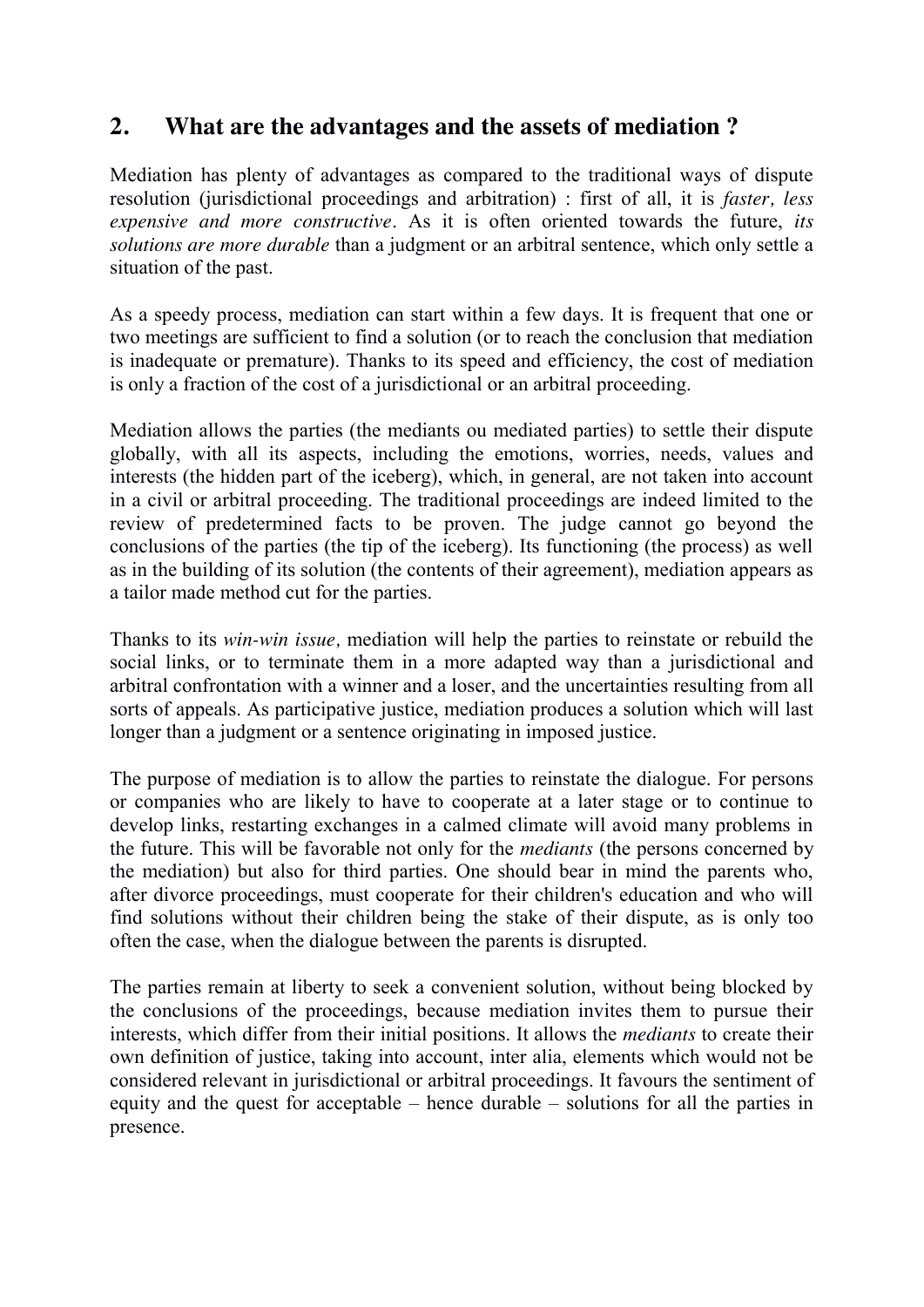## 2. What are the advantages and the assets of mediation ?

Mediation has plenty of advantages as compared to the traditional ways of dispute resolution (jurisdictional proceedings and arbitration) : first of all, it is *faster, less expensive and more constructive*. As it is often oriented towards the future, *its solutions are more durable* than a judgment or an arbitral sentence, which only settle a situation of the past.

As a speedy process, mediation can start within a few days. It is frequent that one or two meetings are sufficient to find a solution (or to reach the conclusion that mediation is inadequate or premature). Thanks to its speed and efficiency, the cost of mediation is only a fraction of the cost of a jurisdictional or an arbitral proceeding.

Mediation allows the parties (the mediants ou mediated parties) to settle their dispute globally, with all its aspects, including the emotions, worries, needs, values and interests (the hidden part of the iceberg), which, in general, are not taken into account in a civil or arbitral proceeding. The traditional proceedings are indeed limited to the review of predetermined facts to be proven. The judge cannot go beyond the conclusions of the parties (the tip of the iceberg). Its functioning (the process) as well as in the building of its solution (the contents of their agreement), mediation appears as a tailor made method cut for the parties.

Thanks to its *win-win issue,* mediation will help the parties to reinstate or rebuild the social links, or to terminate them in a more adapted way than a jurisdictional and arbitral confrontation with a winner and a loser, and the uncertainties resulting from all sorts of appeals. As participative justice, mediation produces a solution which will last longer than a judgment or a sentence originating in imposed justice.

The purpose of mediation is to allow the parties to reinstate the dialogue. For persons or companies who are likely to have to cooperate at a later stage or to continue to develop links, restarting exchanges in a calmed climate will avoid many problems in the future. This will be favorable not only for the *mediants* (the persons concerned by the mediation) but also for third parties. One should bear in mind the parents who, after divorce proceedings, must cooperate for their children's education and who will find solutions without their children being the stake of their dispute, as is only too often the case, when the dialogue between the parents is disrupted.

The parties remain at liberty to seek a convenient solution, without being blocked by the conclusions of the proceedings, because mediation invites them to pursue their interests, which differ from their initial positions. It allows the *mediants* to create their own definition of justice, taking into account, inter alia, elements which would not be considered relevant in jurisdictional or arbitral proceedings. It favours the sentiment of equity and the quest for acceptable – hence durable – solutions for all the parties in presence.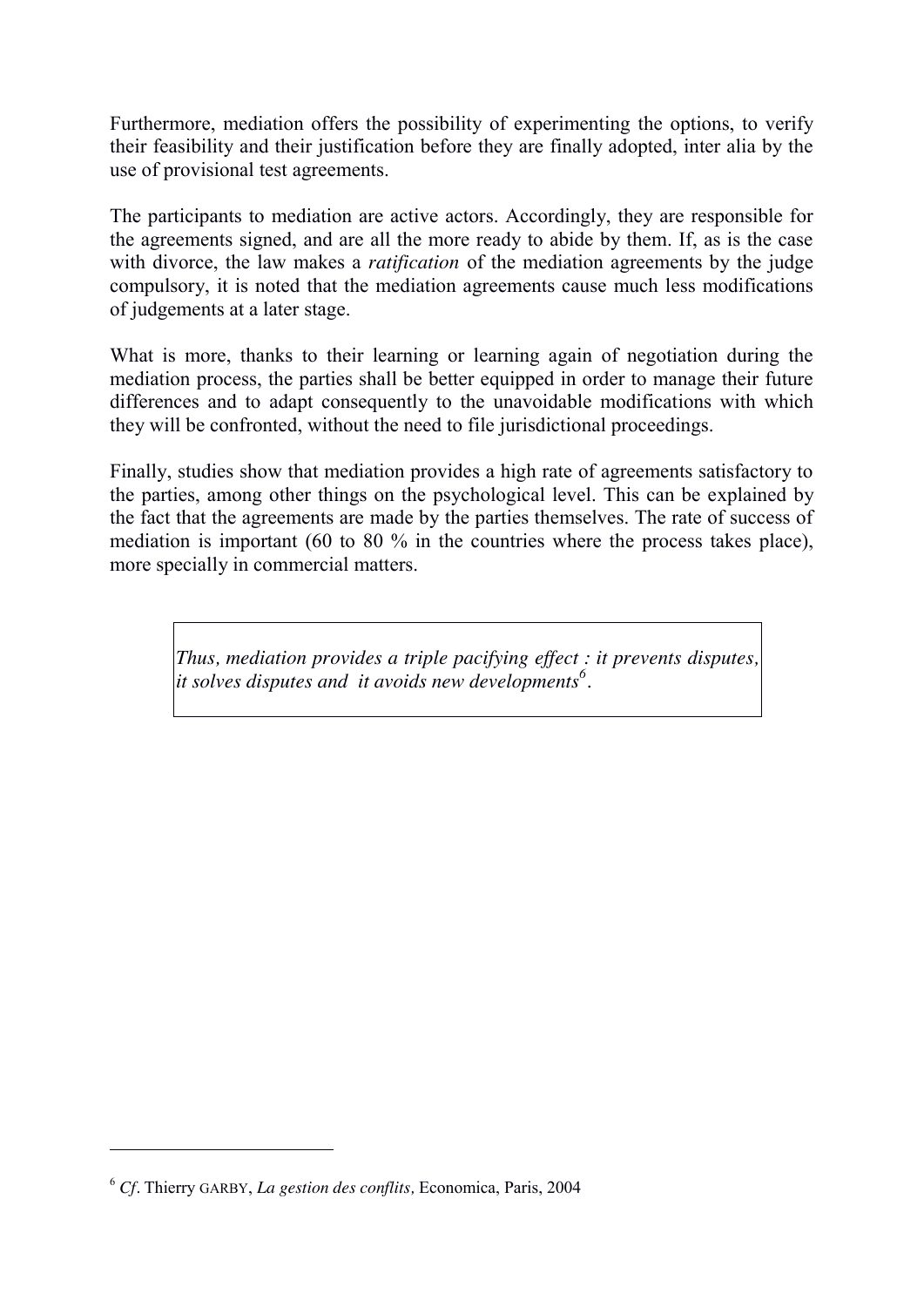Furthermore, mediation offers the possibility of experimenting the options, to verify their feasibility and their justification before they are finally adopted, inter alia by the use of provisional test agreements.

The participants to mediation are active actors. Accordingly, they are responsible for the agreements signed, and are all the more ready to abide by them. If, as is the case with divorce, the law makes a *ratification* of the mediation agreements by the judge compulsory, it is noted that the mediation agreements cause much less modifications of judgements at a later stage.

What is more, thanks to their learning or learning again of negotiation during the mediation process, the parties shall be better equipped in order to manage their future differences and to adapt consequently to the unavoidable modifications with which they will be confronted, without the need to file jurisdictional proceedings.

Finally, studies show that mediation provides a high rate of agreements satisfactory to the parties, among other things on the psychological level. This can be explained by the fact that the agreements are made by the parties themselves. The rate of success of mediation is important (60 to 80 % in the countries where the process takes place), more specially in commercial matters.

> *Thus, mediation provides a triple pacifying effect : it prevents disputes, it solves disputes and it avoids new developments*[6].

---

[6] *Cf*. Thierry GARBY, *La gestion des conflits,* Economica, Paris, 2004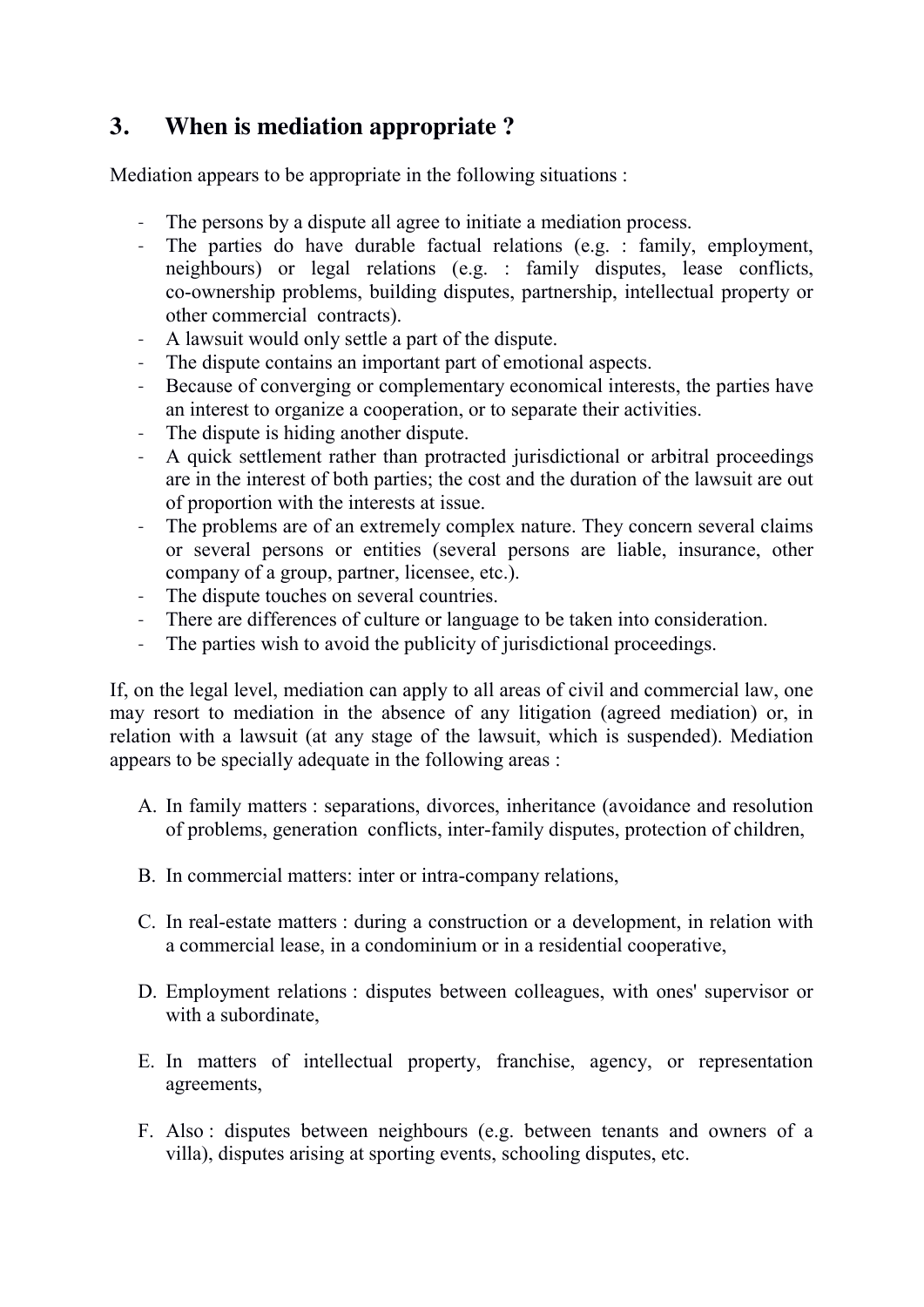## 3. When is mediation appropriate ?

Mediation appears to be appropriate in the following situations :

- The persons by a dispute all agree to initiate a mediation process.
- The parties do have durable factual relations (e.g. : family, employment, neighbours) or legal relations (e.g. : family disputes, lease conflicts, co-ownership problems, building disputes, partnership, intellectual property or other commercial contracts).
- A lawsuit would only settle a part of the dispute.
- The dispute contains an important part of emotional aspects.
- Because of converging or complementary economical interests, the parties have an interest to organize a cooperation, or to separate their activities.
- The dispute is hiding another dispute.
- A quick settlement rather than protracted jurisdictional or arbitral proceedings are in the interest of both parties; the cost and the duration of the lawsuit are out of proportion with the interests at issue.
- The problems are of an extremely complex nature. They concern several claims or several persons or entities (several persons are liable, insurance, other company of a group, partner, licensee, etc.).
- The dispute touches on several countries.
- There are differences of culture or language to be taken into consideration.
- The parties wish to avoid the publicity of jurisdictional proceedings.

If, on the legal level, mediation can apply to all areas of civil and commercial law, one may resort to mediation in the absence of any litigation (agreed mediation) or, in relation with a lawsuit (at any stage of the lawsuit, which is suspended). Mediation appears to be specially adequate in the following areas :

A. In family matters : separations, divorces, inheritance (avoidance and resolution of problems, generation conflicts, inter-family disputes, protection of children,

B. In commercial matters: inter or intra-company relations,

C. In real-estate matters : during a construction or a development, in relation with a commercial lease, in a condominium or in a residential cooperative,

D. Employment relations : disputes between colleagues, with ones' supervisor or with a subordinate,

E. In matters of intellectual property, franchise, agency, or representation agreements,

F. Also : disputes between neighbours (e.g. between tenants and owners of a villa), disputes arising at sporting events, schooling disputes, etc.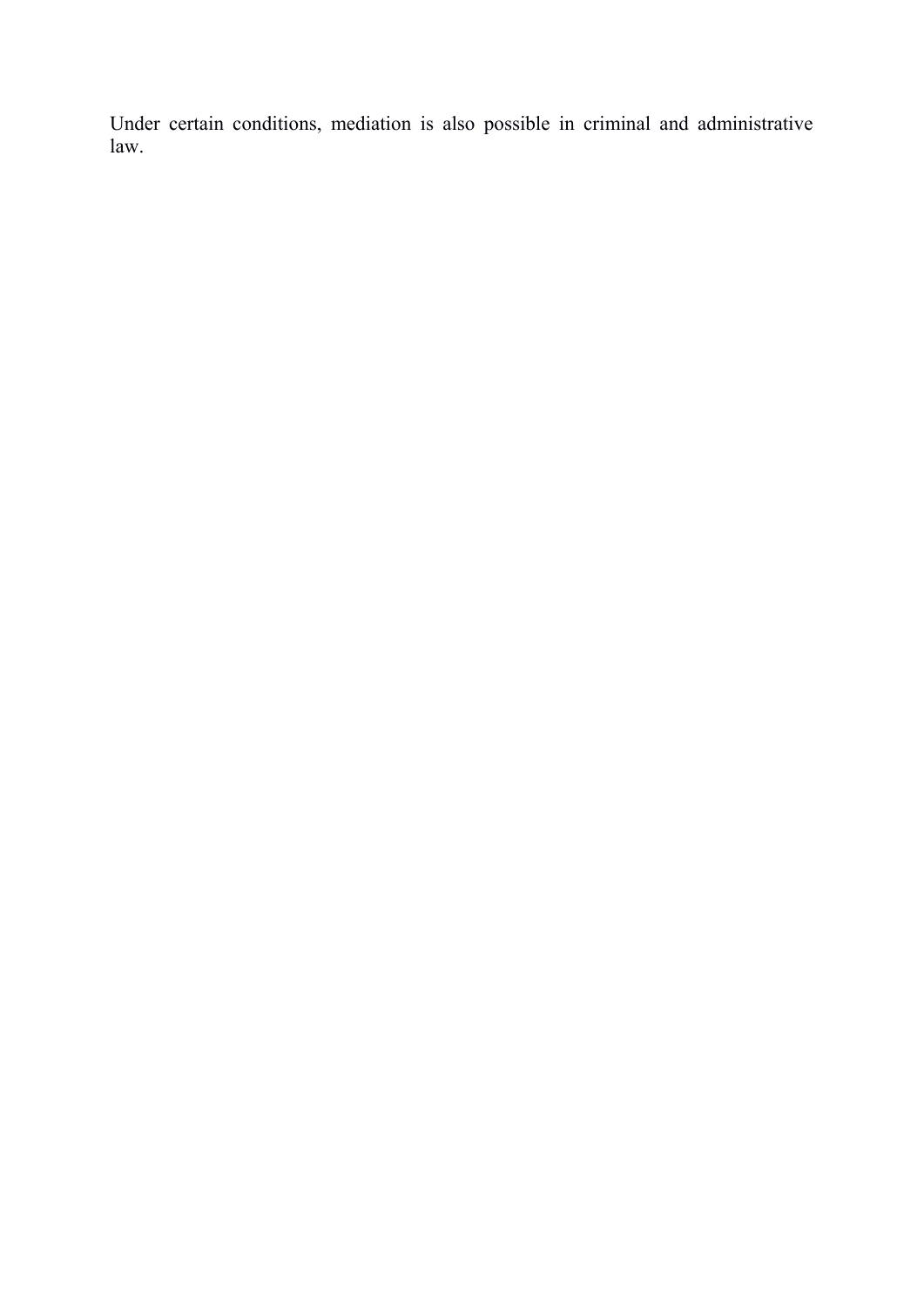Under certain conditions, mediation is also possible in criminal and administrative law.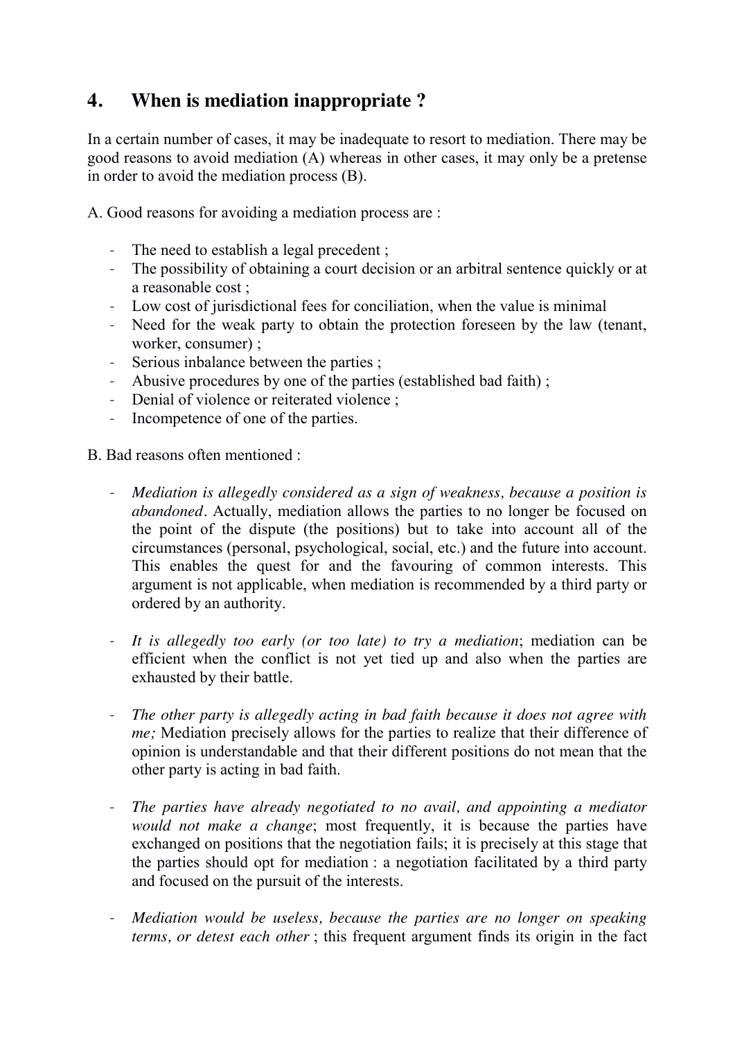## 4. When is mediation inappropriate ?

In a certain number of cases, it may be inadequate to resort to mediation. There may be good reasons to avoid mediation (A) whereas in other cases, it may only be a pretense in order to avoid the mediation process (B).

A. Good reasons for avoiding a mediation process are :

- The need to establish a legal precedent ;
- The possibility of obtaining a court decision or an arbitral sentence quickly or at a reasonable cost ;
- Low cost of jurisdictional fees for conciliation, when the value is minimal
- Need for the weak party to obtain the protection foreseen by the law (tenant, worker, consumer) ;
- Serious inbalance between the parties ;
- Abusive procedures by one of the parties (established bad faith) ;
- Denial of violence or reiterated violence ;
- Incompetence of one of the parties.

B. Bad reasons often mentioned :

- *Mediation is allegedly considered as a sign of weakness, because a position is abandoned*. Actually, mediation allows the parties to no longer be focused on the point of the dispute (the positions) but to take into account all of the circumstances (personal, psychological, social, etc.) and the future into account. This enables the quest for and the favouring of common interests. This argument is not applicable, when mediation is recommended by a third party or ordered by an authority.

- *It is allegedly too early (or too late) to try a mediation*; mediation can be efficient when the conflict is not yet tied up and also when the parties are exhausted by their battle.

- *The other party is allegedly acting in bad faith because it does not agree with me;* Mediation precisely allows for the parties to realize that their difference of opinion is understandable and that their different positions do not mean that the other party is acting in bad faith.

- *The parties have already negotiated to no avail, and appointing a mediator would not make a change*; most frequently, it is because the parties have exchanged on positions that the negotiation fails; it is precisely at this stage that the parties should opt for mediation : a negotiation facilitated by a third party and focused on the pursuit of the interests.

- *Mediation would be useless, because the parties are no longer on speaking terms, or detest each other* ; this frequent argument finds its origin in the fact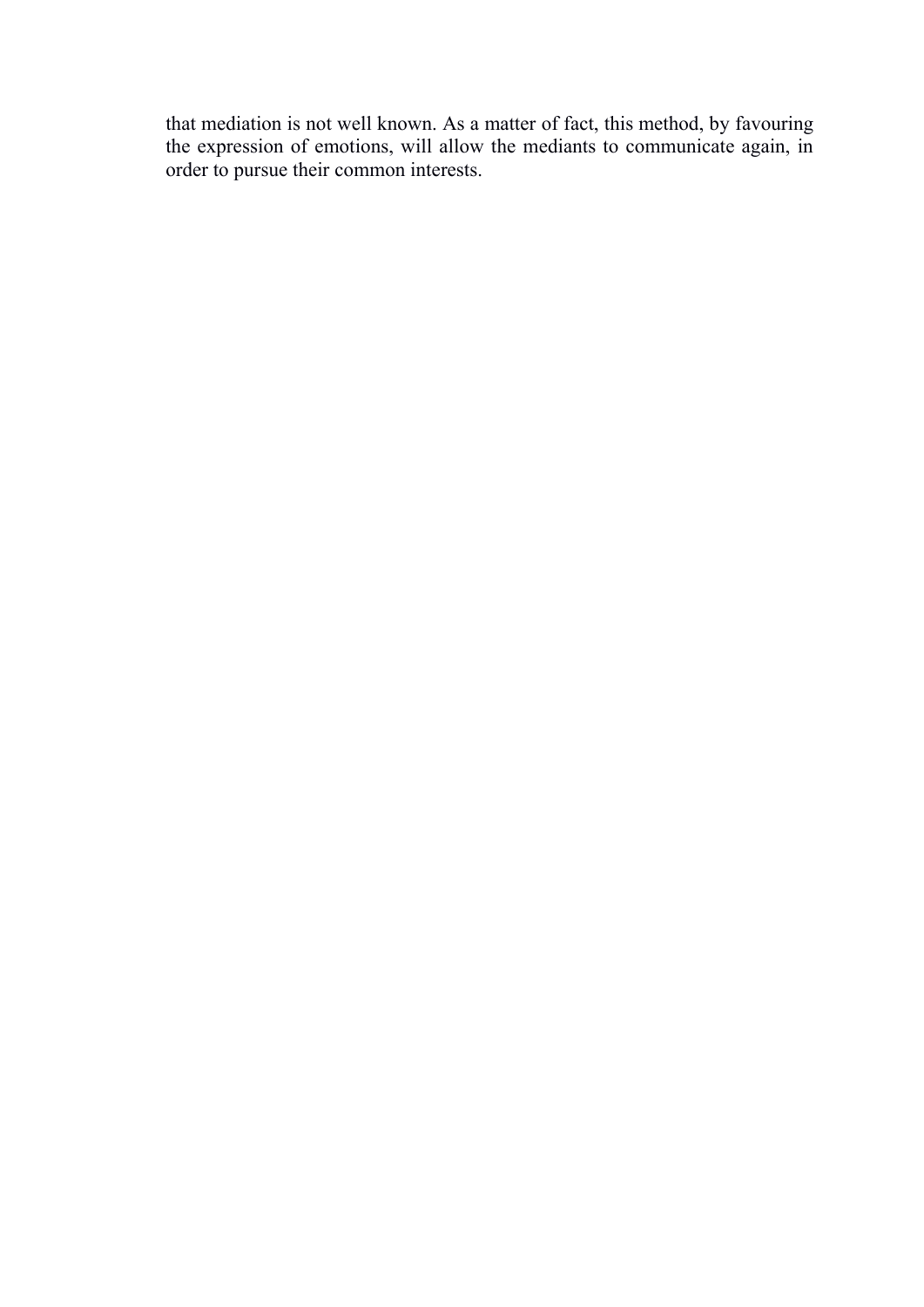that mediation is not well known. As a matter of fact, this method, by favouring the expression of emotions, will allow the mediants to communicate again, in order to pursue their common interests.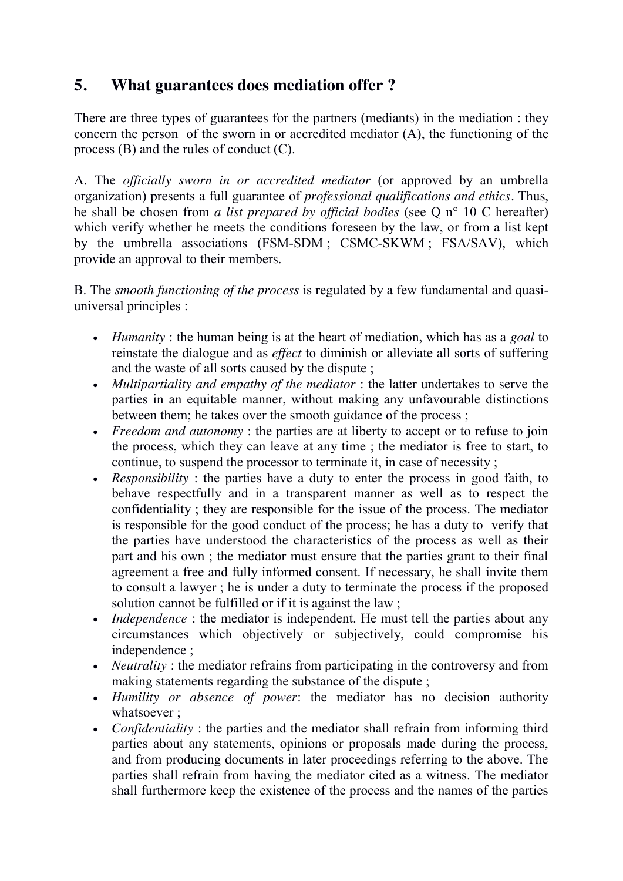## 5. What guarantees does mediation offer ?

There are three types of guarantees for the partners (mediants) in the mediation : they concern the person of the sworn in or accredited mediator (A), the functioning of the process (B) and the rules of conduct (C).

A. The *officially sworn in or accredited mediator* (or approved by an umbrella organization) presents a full guarantee of *professional qualifications and ethics*. Thus, he shall be chosen from *a list prepared by official bodies* (see Q n° 10 C hereafter) which verify whether he meets the conditions foreseen by the law, or from a list kept by the umbrella associations (FSM-SDM ; CSMC-SKWM ; FSA/SAV), which provide an approval to their members.

B. The *smooth functioning of the process* is regulated by a few fundamental and quasi-universal principles :

- *Humanity* : the human being is at the heart of mediation, which has as a *goal* to reinstate the dialogue and as *effect* to diminish or alleviate all sorts of suffering and the waste of all sorts caused by the dispute ;
- *Multipartiality and empathy of the mediator* : the latter undertakes to serve the parties in an equitable manner, without making any unfavourable distinctions between them; he takes over the smooth guidance of the process ;
- *Freedom and autonomy* : the parties are at liberty to accept or to refuse to join the process, which they can leave at any time ; the mediator is free to start, to continue, to suspend the processor to terminate it, in case of necessity ;
- *Responsibility* : the parties have a duty to enter the process in good faith, to behave respectfully and in a transparent manner as well as to respect the confidentiality ; they are responsible for the issue of the process. The mediator is responsible for the good conduct of the process; he has a duty to verify that the parties have understood the characteristics of the process as well as their part and his own ; the mediator must ensure that the parties grant to their final agreement a free and fully informed consent. If necessary, he shall invite them to consult a lawyer ; he is under a duty to terminate the process if the proposed solution cannot be fulfilled or if it is against the law ;
- *Independence* : the mediator is independent. He must tell the parties about any circumstances which objectively or subjectively, could compromise his independence ;
- *Neutrality* : the mediator refrains from participating in the controversy and from making statements regarding the substance of the dispute ;
- *Humility or absence of power*: the mediator has no decision authority whatsoever ;
- *Confidentiality* : the parties and the mediator shall refrain from informing third parties about any statements, opinions or proposals made during the process, and from producing documents in later proceedings referring to the above. The parties shall refrain from having the mediator cited as a witness. The mediator shall furthermore keep the existence of the process and the names of the parties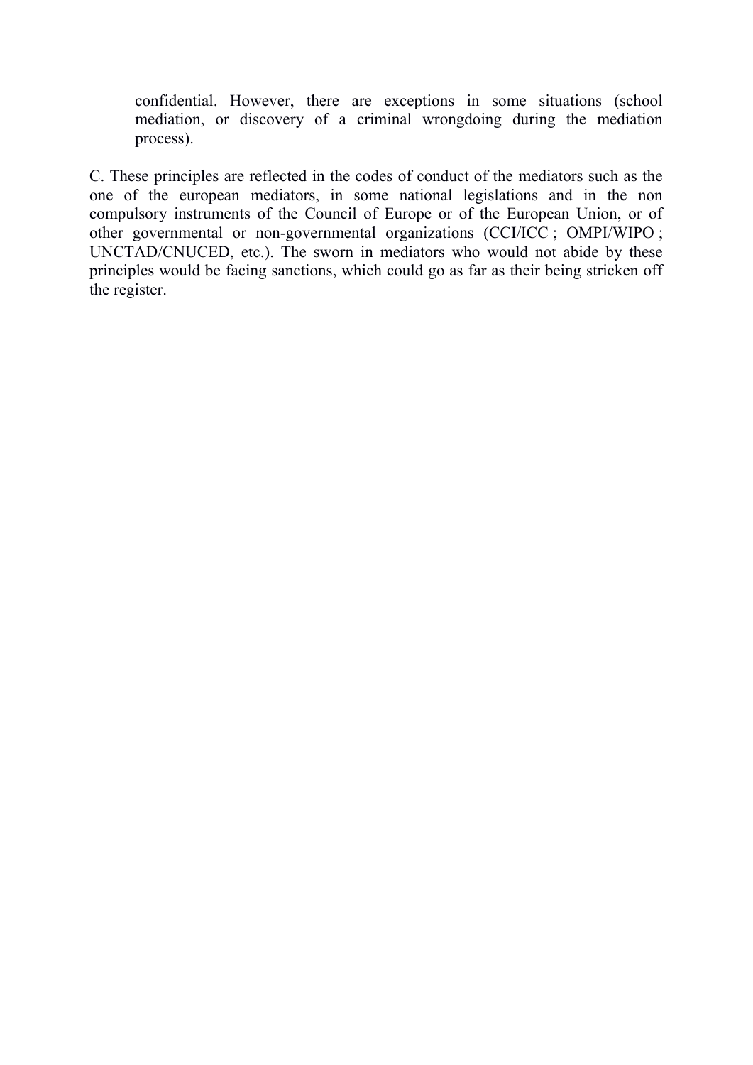confidential. However, there are exceptions in some situations (school mediation, or discovery of a criminal wrongdoing during the mediation process).

C. These principles are reflected in the codes of conduct of the mediators such as the one of the european mediators, in some national legislations and in the non compulsory instruments of the Council of Europe or of the European Union, or of other governmental or non-governmental organizations (CCI/ICC ; OMPI/WIPO ; UNCTAD/CNUCED, etc.). The sworn in mediators who would not abide by these principles would be facing sanctions, which could go as far as their being stricken off the register.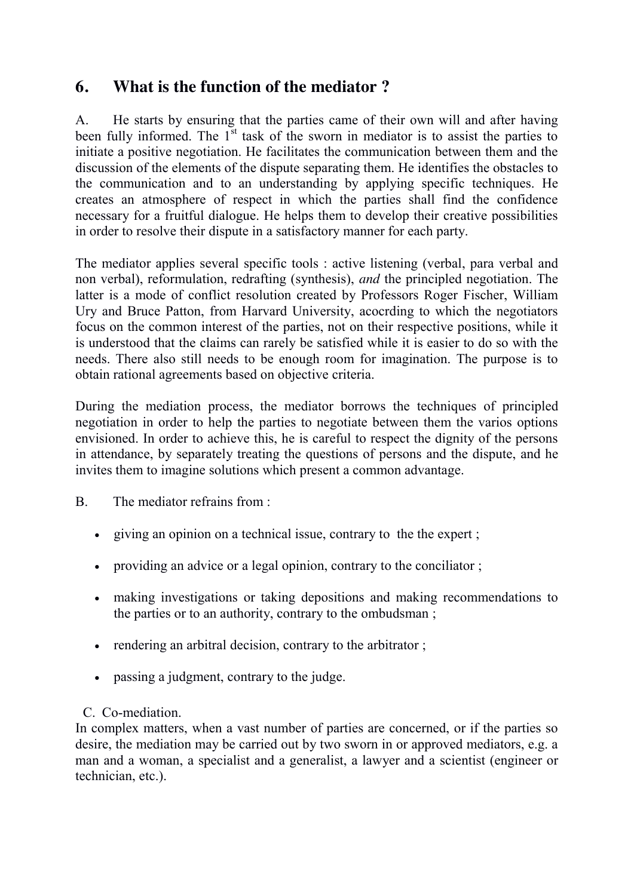## 6. What is the function of the mediator ?

A. He starts by ensuring that the parties came of their own will and after having been fully informed. The 1st task of the sworn in mediator is to assist the parties to initiate a positive negotiation. He facilitates the communication between them and the discussion of the elements of the dispute separating them. He identifies the obstacles to the communication and to an understanding by applying specific techniques. He creates an atmosphere of respect in which the parties shall find the confidence necessary for a fruitful dialogue. He helps them to develop their creative possibilities in order to resolve their dispute in a satisfactory manner for each party.

The mediator applies several specific tools : active listening (verbal, para verbal and non verbal), reformulation, redrafting (synthesis), *and* the principled negotiation. The latter is a mode of conflict resolution created by Professors Roger Fischer, William Ury and Bruce Patton, from Harvard University, acocrding to which the negotiators focus on the common interest of the parties, not on their respective positions, while it is understood that the claims can rarely be satisfied while it is easier to do so with the needs. There also still needs to be enough room for imagination. The purpose is to obtain rational agreements based on objective criteria.

During the mediation process, the mediator borrows the techniques of principled negotiation in order to help the parties to negotiate between them the varios options envisioned. In order to achieve this, he is careful to respect the dignity of the persons in attendance, by separately treating the questions of persons and the dispute, and he invites them to imagine solutions which present a common advantage.

B. The mediator refrains from :

- giving an opinion on a technical issue, contrary to the the expert ;
- providing an advice or a legal opinion, contrary to the conciliator ;
- making investigations or taking depositions and making recommendations to the parties or to an authority, contrary to the ombudsman ;
- rendering an arbitral decision, contrary to the arbitrator ;
- passing a judgment, contrary to the judge.

C. Co-mediation.

In complex matters, when a vast number of parties are concerned, or if the parties so desire, the mediation may be carried out by two sworn in or approved mediators, e.g. a man and a woman, a specialist and a generalist, a lawyer and a scientist (engineer or technician, etc.).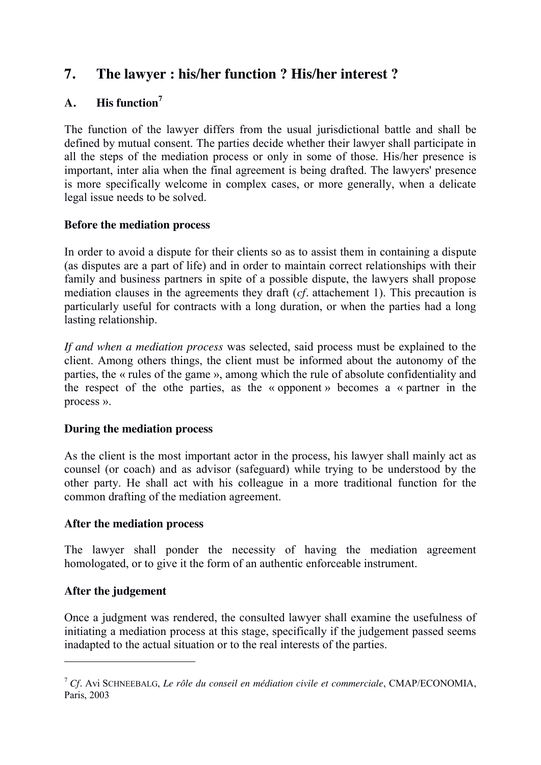## 7. The lawyer : his/her function ? His/her interest ?

### A. His function[7]

The function of the lawyer differs from the usual jurisdictional battle and shall be defined by mutual consent. The parties decide whether their lawyer shall participate in all the steps of the mediation process or only in some of those. His/her presence is important, inter alia when the final agreement is being drafted. The lawyers' presence is more specifically welcome in complex cases, or more generally, when a delicate legal issue needs to be solved.

**Before the mediation process**

In order to avoid a dispute for their clients so as to assist them in containing a dispute (as disputes are a part of life) and in order to maintain correct relationships with their family and business partners in spite of a possible dispute, the lawyers shall propose mediation clauses in the agreements they draft (*cf*. attachement 1). This precaution is particularly useful for contracts with a long duration, or when the parties had a long lasting relationship.

*If and when a mediation process* was selected, said process must be explained to the client. Among others things, the client must be informed about the autonomy of the parties, the « rules of the game », among which the rule of absolute confidentiality and the respect of the othe parties, as the « opponent » becomes a « partner in the process ».

**During the mediation process**

As the client is the most important actor in the process, his lawyer shall mainly act as counsel (or coach) and as advisor (safeguard) while trying to be understood by the other party. He shall act with his colleague in a more traditional function for the common drafting of the mediation agreement.

**After the mediation process**

The lawyer shall ponder the necessity of having the mediation agreement homologated, or to give it the form of an authentic enforceable instrument.

**After the judgement**

Once a judgment was rendered, the consulted lawyer shall examine the usefulness of initiating a mediation process at this stage, specifically if the judgement passed seems inadapted to the actual situation or to the real interests of the parties.

---

[7] *Cf*. Avi SCHNEEBALG, *Le rôle du conseil en médiation civile et commerciale*, CMAP/ECONOMIA, Paris, 2003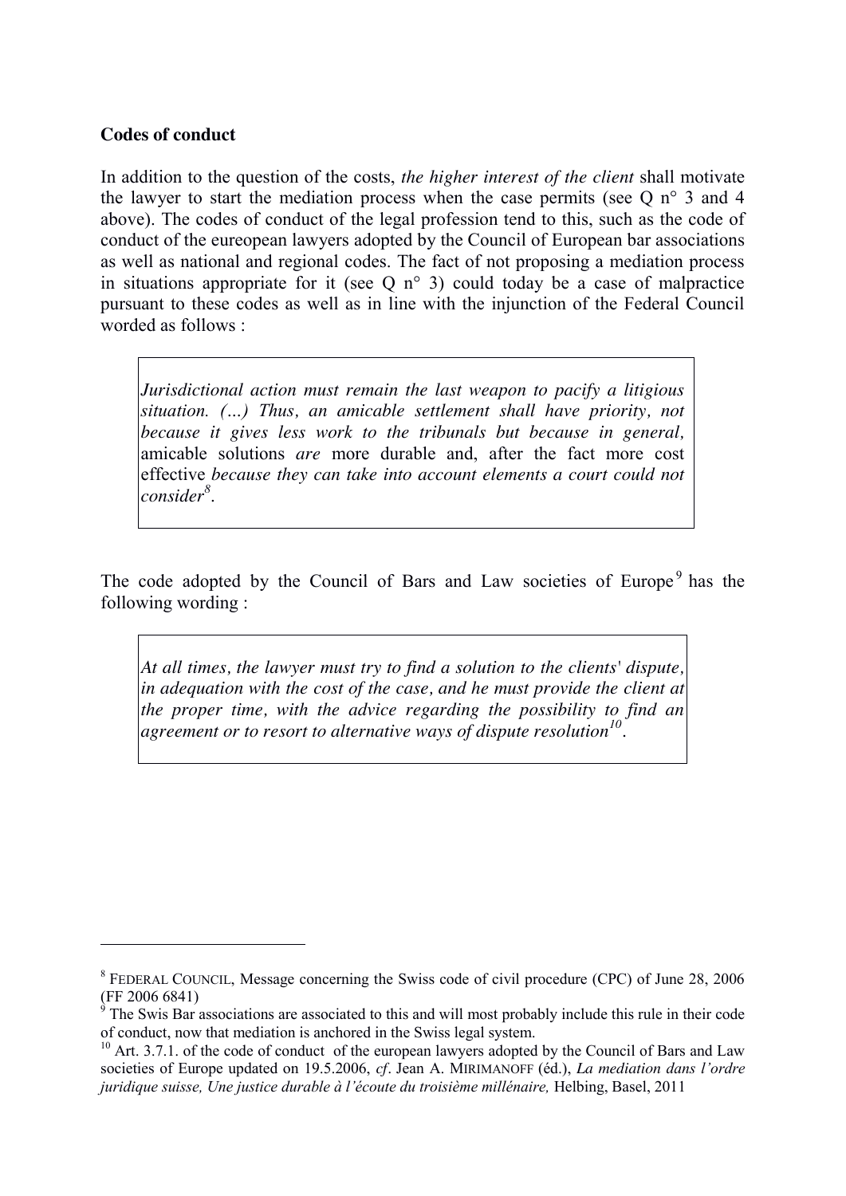**Codes of conduct**

In addition to the question of the costs, *the higher interest of the client* shall motivate the lawyer to start the mediation process when the case permits (see Q n° 3 and 4 above). The codes of conduct of the legal profession tend to this, such as the code of conduct of the eureopean lawyers adopted by the Council of European bar associations as well as national and regional codes. The fact of not proposing a mediation process in situations appropriate for it (see Q n° 3) could today be a case of malpractice pursuant to these codes as well as in line with the injunction of the Federal Council worded as follows :

> *Jurisdictional action must remain the last weapon to pacify a litigious situation. (…) Thus, an amicable settlement shall have priority, not because it gives less work to the tribunals but because in general,* amicable solutions *are* more durable and, after the fact more cost effective *because they can take into account elements a court could not consider*[8].

The code adopted by the Council of Bars and Law societies of Europe[9] has the following wording :

> *At all times, the lawyer must try to find a solution to the clients' dispute, in adequation with the cost of the case, and he must provide the client at the proper time, with the advice regarding the possibility to find an agreement or to resort to alternative ways of dispute resolution*[10].

---

[8] FEDERAL COUNCIL, Message concerning the Swiss code of civil procedure (CPC) of June 28, 2006 (FF 2006 6841)

[9] The Swis Bar associations are associated to this and will most probably include this rule in their code of conduct, now that mediation is anchored in the Swiss legal system.

[10] Art. 3.7.1. of the code of conduct of the european lawyers adopted by the Council of Bars and Law societies of Europe updated on 19.5.2006, *cf*. Jean A. MIRIMANOFF (éd.), *La mediation dans l'ordre juridique suisse, Une justice durable à l'écoute du troisième millénaire,* Helbing, Basel, 2011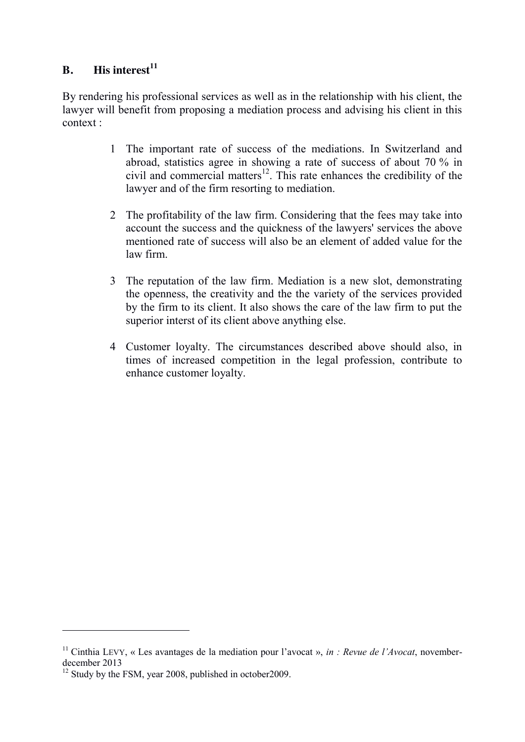## B. His interest[11]

By rendering his professional services as well as in the relationship with his client, the lawyer will benefit from proposing a mediation process and advising his client in this context :

1. The important rate of success of the mediations. In Switzerland and abroad, statistics agree in showing a rate of success of about 70 % in civil and commercial matters[12]. This rate enhances the credibility of the lawyer and of the firm resorting to mediation.

2. The profitability of the law firm. Considering that the fees may take into account the success and the quickness of the lawyers' services the above mentioned rate of success will also be an element of added value for the law firm.

3. The reputation of the law firm. Mediation is a new slot, demonstrating the openness, the creativity and the the variety of the services provided by the firm to its client. It also shows the care of the law firm to put the superior interst of its client above anything else.

4. Customer loyalty. The circumstances described above should also, in times of increased competition in the legal profession, contribute to enhance customer loyalty.

---

[11] Cinthia LEVY, « Les avantages de la mediation pour l'avocat », *in : Revue de l'Avocat*, november-december 2013

[12] Study by the FSM, year 2008, published in october2009.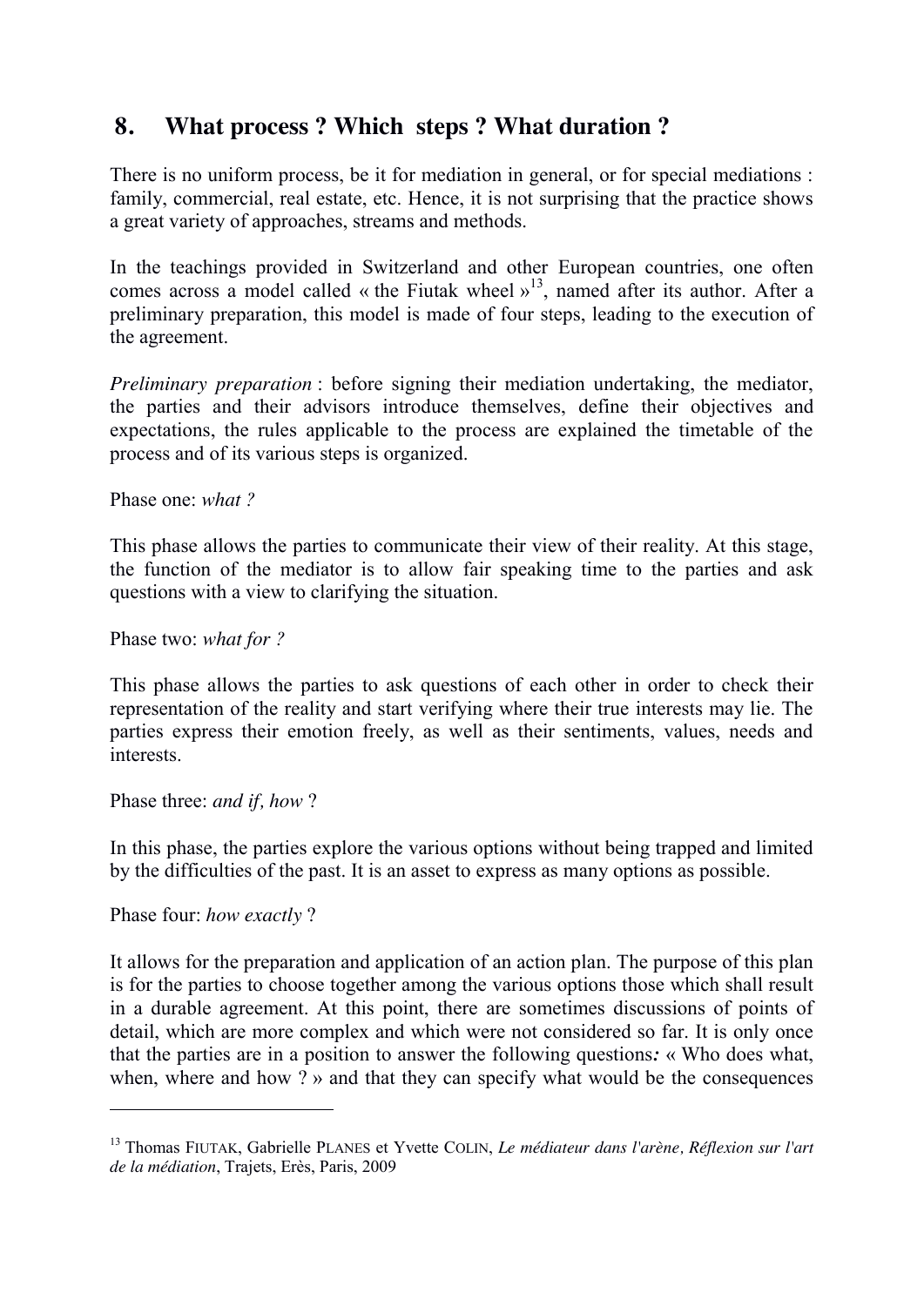## 8. What process ? Which steps ? What duration ?

There is no uniform process, be it for mediation in general, or for special mediations : family, commercial, real estate, etc. Hence, it is not surprising that the practice shows a great variety of approaches, streams and methods.

In the teachings provided in Switzerland and other European countries, one often comes across a model called « the Fiutak wheel »[13], named after its author. After a preliminary preparation, this model is made of four steps, leading to the execution of the agreement.

*Preliminary preparation* : before signing their mediation undertaking, the mediator, the parties and their advisors introduce themselves, define their objectives and expectations, the rules applicable to the process are explained the timetable of the process and of its various steps is organized.

Phase one: *what ?*

This phase allows the parties to communicate their view of their reality. At this stage, the function of the mediator is to allow fair speaking time to the parties and ask questions with a view to clarifying the situation.

Phase two: *what for ?*

This phase allows the parties to ask questions of each other in order to check their representation of the reality and start verifying where their true interests may lie. The parties express their emotion freely, as well as their sentiments, values, needs and interests.

Phase three: *and if, how* ?

In this phase, the parties explore the various options without being trapped and limited by the difficulties of the past. It is an asset to express as many options as possible.

Phase four: *how exactly* ?

It allows for the preparation and application of an action plan. The purpose of this plan is for the parties to choose together among the various options those which shall result in a durable agreement. At this point, there are sometimes discussions of points of detail, which are more complex and which were not considered so far. It is only once that the parties are in a position to answer the following questions*:* « Who does what, when, where and how ? » and that they can specify what would be the consequences

---

[13] Thomas FIUTAK, Gabrielle PLANES et Yvette COLIN, *Le médiateur dans l'arène, Réflexion sur l'art de la médiation*, Trajets, Erès, Paris, 2009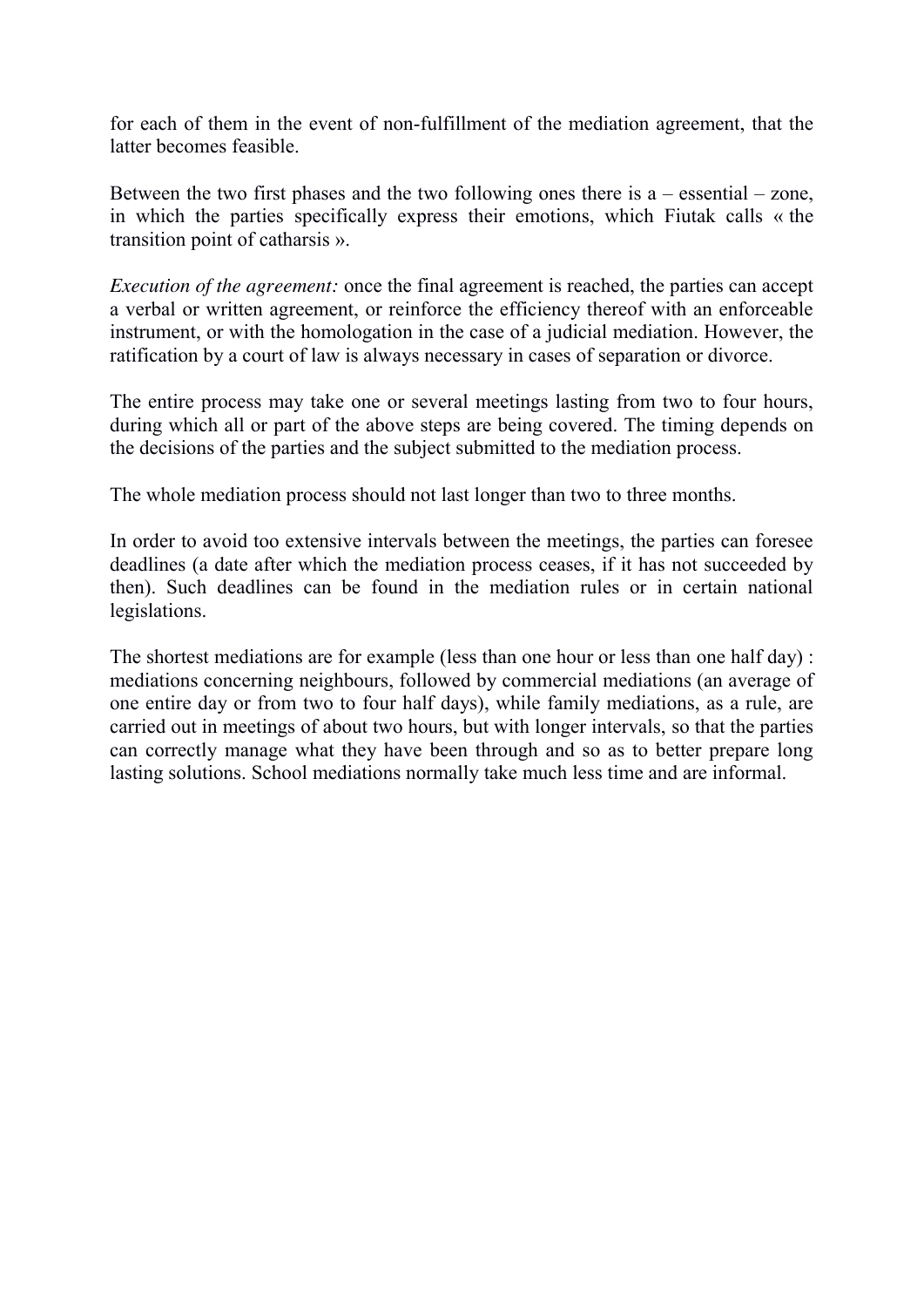for each of them in the event of non-fulfillment of the mediation agreement, that the latter becomes feasible.

Between the two first phases and the two following ones there is a – essential – zone, in which the parties specifically express their emotions, which Fiutak calls « the transition point of catharsis ».

*Execution of the agreement:* once the final agreement is reached, the parties can accept a verbal or written agreement, or reinforce the efficiency thereof with an enforceable instrument, or with the homologation in the case of a judicial mediation. However, the ratification by a court of law is always necessary in cases of separation or divorce.

The entire process may take one or several meetings lasting from two to four hours, during which all or part of the above steps are being covered. The timing depends on the decisions of the parties and the subject submitted to the mediation process.

The whole mediation process should not last longer than two to three months.

In order to avoid too extensive intervals between the meetings, the parties can foresee deadlines (a date after which the mediation process ceases, if it has not succeeded by then). Such deadlines can be found in the mediation rules or in certain national legislations.

The shortest mediations are for example (less than one hour or less than one half day) : mediations concerning neighbours, followed by commercial mediations (an average of one entire day or from two to four half days), while family mediations, as a rule, are carried out in meetings of about two hours, but with longer intervals, so that the parties can correctly manage what they have been through and so as to better prepare long lasting solutions. School mediations normally take much less time and are informal.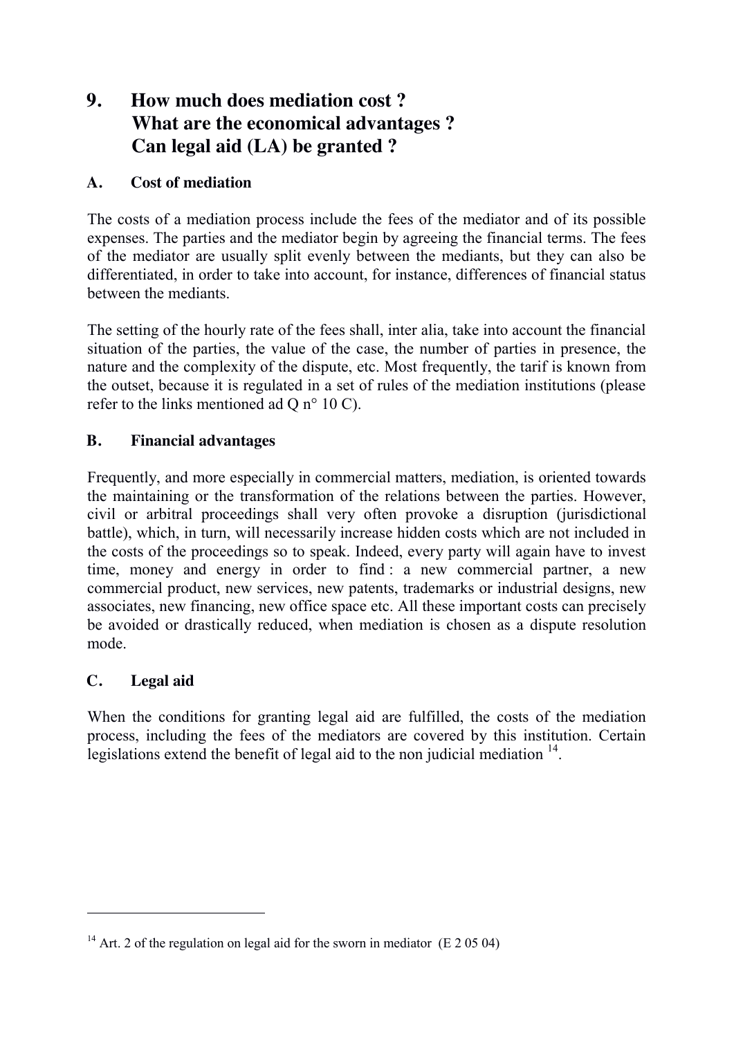## 9. How much does mediation cost ? What are the economical advantages ? Can legal aid (LA) be granted ?

### A. Cost of mediation

The costs of a mediation process include the fees of the mediator and of its possible expenses. The parties and the mediator begin by agreeing the financial terms. The fees of the mediator are usually split evenly between the mediants, but they can also be differentiated, in order to take into account, for instance, differences of financial status between the mediants.

The setting of the hourly rate of the fees shall, inter alia, take into account the financial situation of the parties, the value of the case, the number of parties in presence, the nature and the complexity of the dispute, etc. Most frequently, the tarif is known from the outset, because it is regulated in a set of rules of the mediation institutions (please refer to the links mentioned ad Q n° 10 C).

### B. Financial advantages

Frequently, and more especially in commercial matters, mediation, is oriented towards the maintaining or the transformation of the relations between the parties. However, civil or arbitral proceedings shall very often provoke a disruption (jurisdictional battle), which, in turn, will necessarily increase hidden costs which are not included in the costs of the proceedings so to speak. Indeed, every party will again have to invest time, money and energy in order to find : a new commercial partner, a new commercial product, new services, new patents, trademarks or industrial designs, new associates, new financing, new office space etc. All these important costs can precisely be avoided or drastically reduced, when mediation is chosen as a dispute resolution mode.

### C. Legal aid

When the conditions for granting legal aid are fulfilled, the costs of the mediation process, including the fees of the mediators are covered by this institution. Certain legislations extend the benefit of legal aid to the non judicial mediation [14].

---

[14] Art. 2 of the regulation on legal aid for the sworn in mediator (E 2 05 04)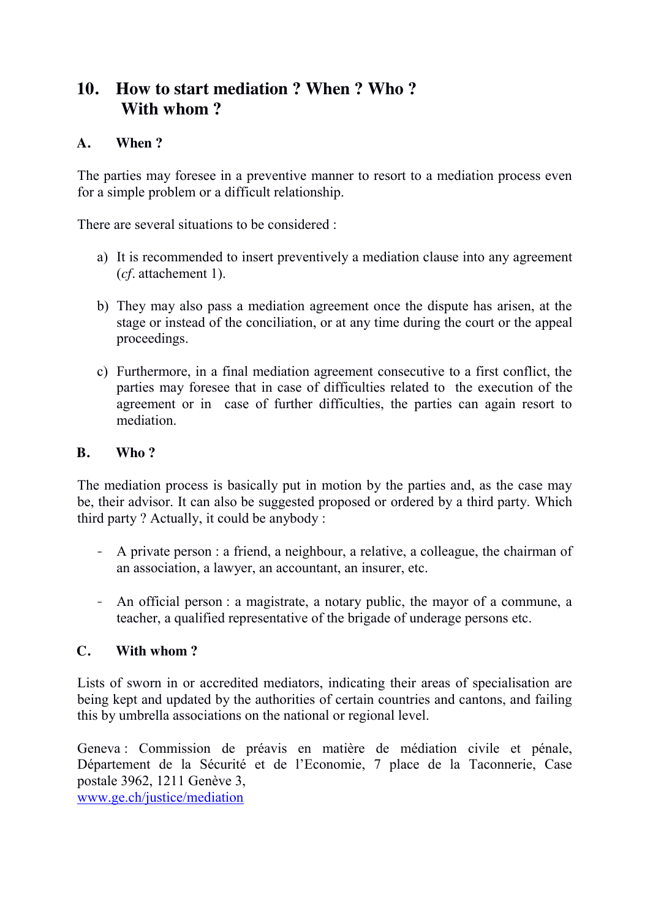## 10. How to start mediation ? When ? Who ? With whom ?

### A. When ?

The parties may foresee in a preventive manner to resort to a mediation process even for a simple problem or a difficult relationship.

There are several situations to be considered :

a) It is recommended to insert preventively a mediation clause into any agreement (*cf*. attachement 1).

b) They may also pass a mediation agreement once the dispute has arisen, at the stage or instead of the conciliation, or at any time during the court or the appeal proceedings.

c) Furthermore, in a final mediation agreement consecutive to a first conflict, the parties may foresee that in case of difficulties related to the execution of the agreement or in case of further difficulties, the parties can again resort to mediation.

### B. Who ?

The mediation process is basically put in motion by the parties and, as the case may be, their advisor. It can also be suggested proposed or ordered by a third party. Which third party ? Actually, it could be anybody :

- A private person : a friend, a neighbour, a relative, a colleague, the chairman of an association, a lawyer, an accountant, an insurer, etc.

- An official person : a magistrate, a notary public, the mayor of a commune, a teacher, a qualified representative of the brigade of underage persons etc.

### C. With whom ?

Lists of sworn in or accredited mediators, indicating their areas of specialisation are being kept and updated by the authorities of certain countries and cantons, and failing this by umbrella associations on the national or regional level.

Geneva : Commission de préavis en matière de médiation civile et pénale, Département de la Sécurité et de l'Economie, 7 place de la Taconnerie, Case postale 3962, 1211 Genève 3,
www.ge.ch/justice/mediation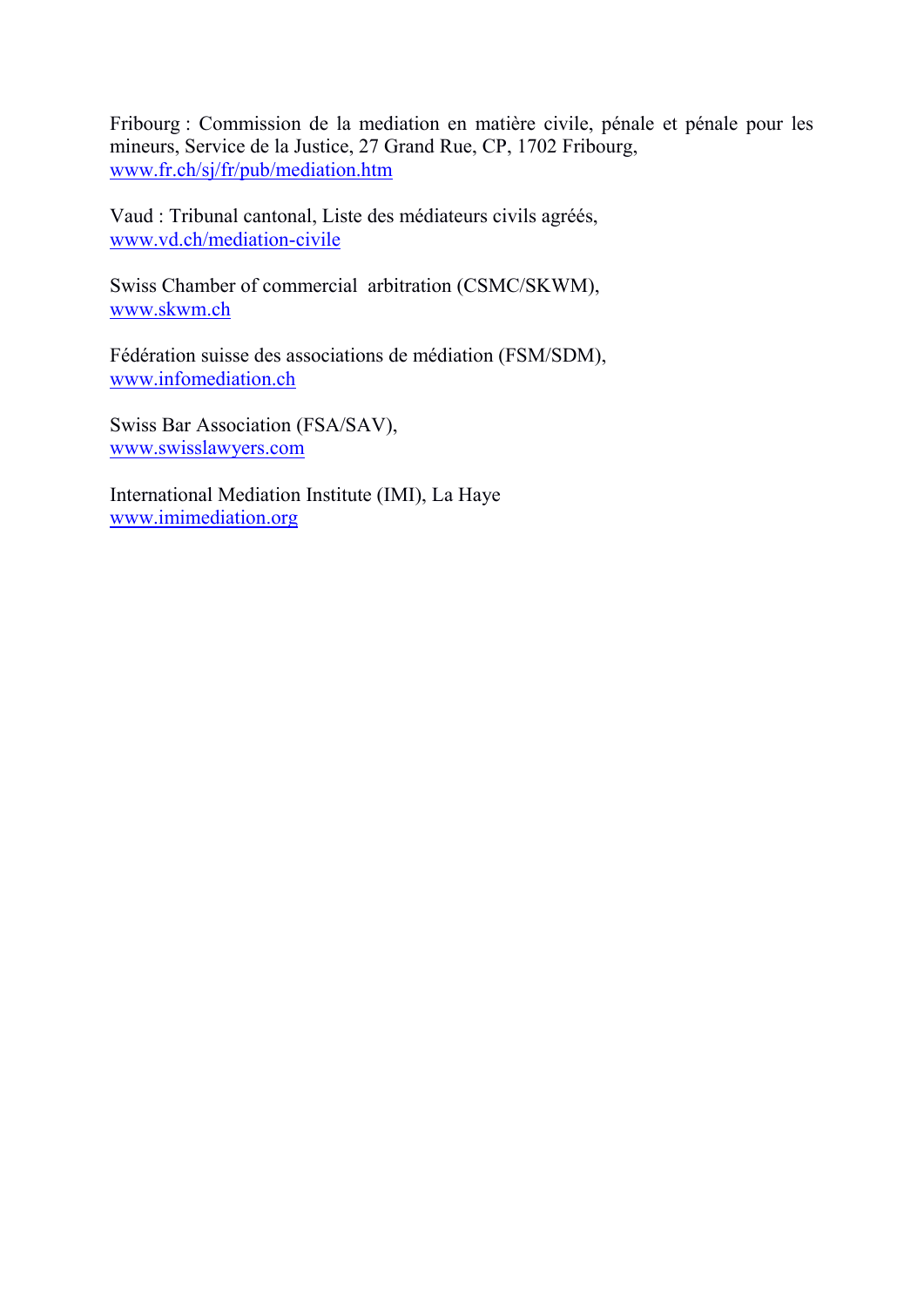Fribourg : Commission de la mediation en matière civile, pénale et pénale pour les mineurs, Service de la Justice, 27 Grand Rue, CP, 1702 Fribourg, www.fr.ch/sj/fr/pub/mediation.htm

Vaud : Tribunal cantonal, Liste des médiateurs civils agréés, www.vd.ch/mediation-civile

Swiss Chamber of commercial  arbitration (CSMC/SKWM), www.skwm.ch

Fédération suisse des associations de médiation (FSM/SDM), www.infomediation.ch

Swiss Bar Association (FSA/SAV), www.swisslawyers.com

International Mediation Institute (IMI), La Haye www.imimediation.org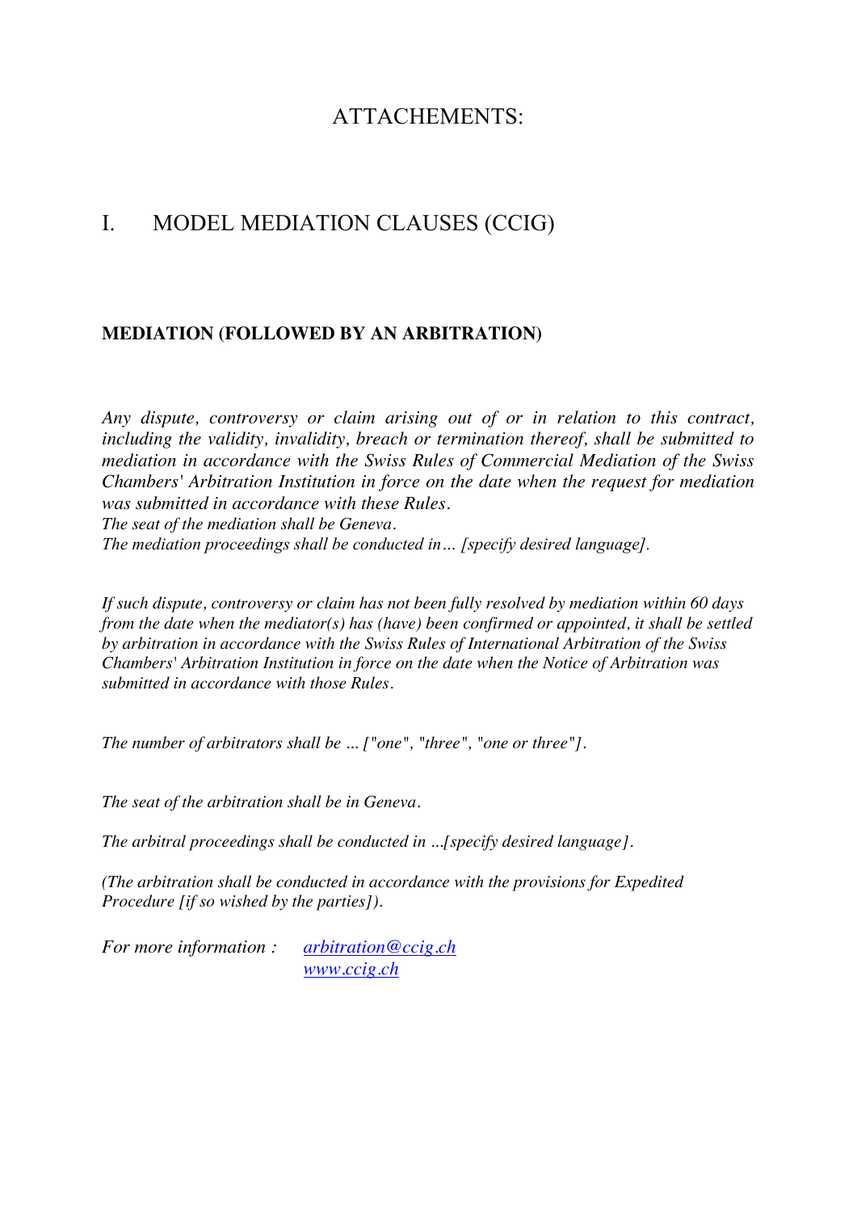# ATTACHEMENTS:

## I. MODEL MEDIATION CLAUSES (CCIG)

**MEDIATION (FOLLOWED BY AN ARBITRATION)**

*Any dispute, controversy or claim arising out of or in relation to this contract, including the validity, invalidity, breach or termination thereof, shall be submitted to mediation in accordance with the Swiss Rules of Commercial Mediation of the Swiss Chambers' Arbitration Institution in force on the date when the request for mediation was submitted in accordance with these Rules.*
*The seat of the mediation shall be Geneva.*
*The mediation proceedings shall be conducted in… [specify desired language].*

*If such dispute, controversy or claim has not been fully resolved by mediation within 60 days from the date when the mediator(s) has (have) been confirmed or appointed, it shall be settled by arbitration in accordance with the Swiss Rules of International Arbitration of the Swiss Chambers' Arbitration Institution in force on the date when the Notice of Arbitration was submitted in accordance with those Rules.*

*The number of arbitrators shall be ... ["one", "three", "one or three"].*

*The seat of the arbitration shall be in Geneva.*

*The arbitral proceedings shall be conducted in ...[specify desired language].*

*(The arbitration shall be conducted in accordance with the provisions for Expedited Procedure [if so wished by the parties]).*

*For more information :* [arbitration@ccig.ch](mailto:arbitration@ccig.ch)
[www.ccig.ch](http://www.ccig.ch)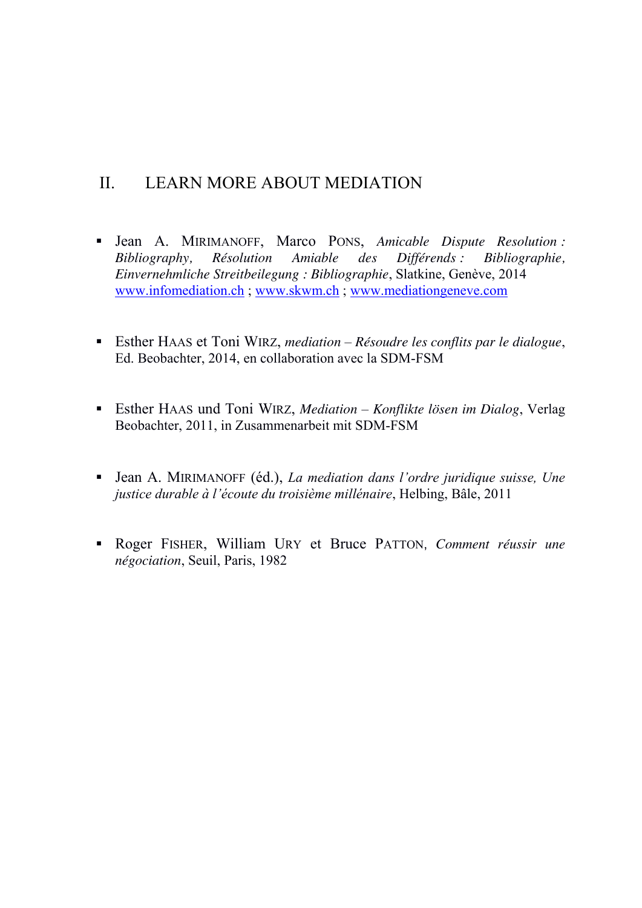## II. LEARN MORE ABOUT MEDIATION

- Jean A. MIRIMANOFF, Marco PONS, *Amicable Dispute Resolution : Bibliography, Résolution Amiable des Différends : Bibliographie, Einvernehmliche Streitbeilegung : Bibliographie*, Slatkine, Genève, 2014 [www.infomediation.ch](http://www.infomediation.ch) ; [www.skwm.ch](http://www.skwm.ch) ; [www.mediationgeneve.com](http://www.mediationgeneve.com)

- Esther HAAS et Toni WIRZ, *mediation – Résoudre les conflits par le dialogue*, Ed. Beobachter, 2014, en collaboration avec la SDM-FSM

- Esther HAAS und Toni WIRZ, *Mediation – Konflikte lösen im Dialog*, Verlag Beobachter, 2011, in Zusammenarbeit mit SDM-FSM

- Jean A. MIRIMANOFF (éd.), *La mediation dans l'ordre juridique suisse, Une justice durable à l'écoute du troisième millénaire*, Helbing, Bâle, 2011

- Roger FISHER, William URY et Bruce PATTON, *Comment réussir une négociation*, Seuil, Paris, 1982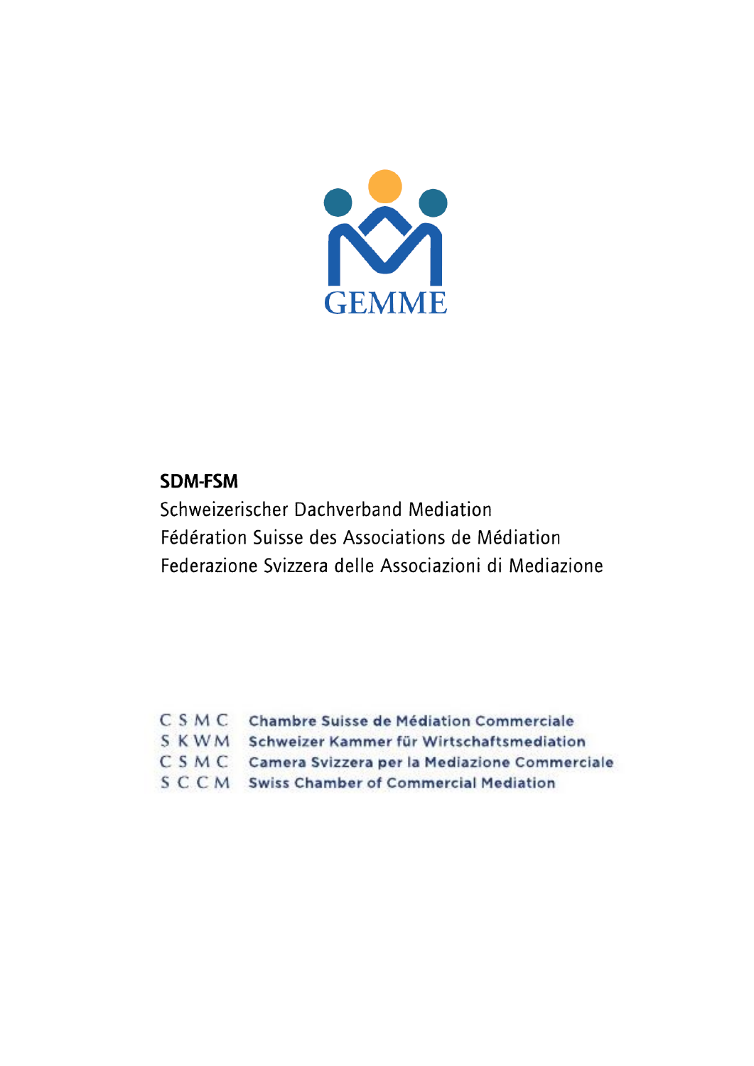GEMME

**SDM-FSM**

Schweizerischer Dachverband Mediation
Fédération Suisse des Associations de Médiation
Federazione Svizzera delle Associazioni di Mediazione

| | |
|---|---|
| C S M C | Chambre Suisse de Médiation Commerciale |
| S K W M | Schweizer Kammer für Wirtschaftsmediation |
| C S M C | Camera Svizzera per la Mediazione Commerciale |
| S C C M | Swiss Chamber of Commercial Mediation |